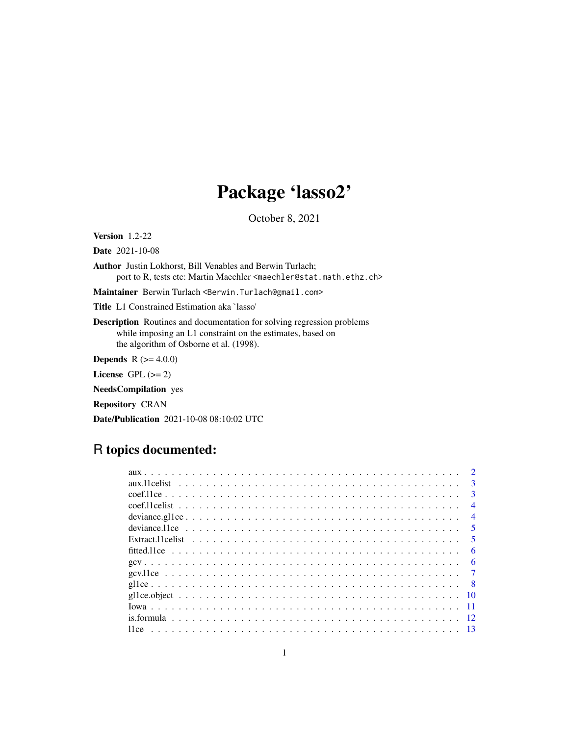# Package 'lasso2'

October 8, 2021

**Version** 1.2-22

**Date** 2021-10-08

**Author** Justin Lokhorst, Bill Venables and Berwin Turlach;
port to R, tests etc: Martin Maechler <maechler@stat.math.ethz.ch>

**Maintainer** Berwin Turlach <Berwin.Turlach@gmail.com>

**Title** L1 Constrained Estimation aka `lasso'

**Description** Routines and documentation for solving regression problems
while imposing an L1 constraint on the estimates, based on
the algorithm of Osborne et al. (1998).

**Depends** R (>= 4.0.0)

**License** GPL (>= 2)

**NeedsCompilation** yes

**Repository** CRAN

**Date/Publication** 2021-10-08 08:10:02 UTC

## R topics documented:

- aux . . . . . . . . . . . . . . . . . . . . . . . . . . . . . . . . . . . . . . . . . . . . 2
- aux.l1celist . . . . . . . . . . . . . . . . . . . . . . . . . . . . . . . . . . . . . . . . 3
- coef.l1ce . . . . . . . . . . . . . . . . . . . . . . . . . . . . . . . . . . . . . . . . . 3
- coef.l1celist . . . . . . . . . . . . . . . . . . . . . . . . . . . . . . . . . . . . . . . 4
- deviance.gl1ce . . . . . . . . . . . . . . . . . . . . . . . . . . . . . . . . . . . . . . 4
- deviance.l1ce . . . . . . . . . . . . . . . . . . . . . . . . . . . . . . . . . . . . . . 5
- Extract.l1celist . . . . . . . . . . . . . . . . . . . . . . . . . . . . . . . . . . . . . 5
- fitted.l1ce . . . . . . . . . . . . . . . . . . . . . . . . . . . . . . . . . . . . . . . . 6
- gcv . . . . . . . . . . . . . . . . . . . . . . . . . . . . . . . . . . . . . . . . . . . . 6
- gcv.l1ce . . . . . . . . . . . . . . . . . . . . . . . . . . . . . . . . . . . . . . . . . 7
- gl1ce . . . . . . . . . . . . . . . . . . . . . . . . . . . . . . . . . . . . . . . . . . . 8
- gl1ce.object . . . . . . . . . . . . . . . . . . . . . . . . . . . . . . . . . . . . . . . 10
- Iowa . . . . . . . . . . . . . . . . . . . . . . . . . . . . . . . . . . . . . . . . . . . 11
- is.formula . . . . . . . . . . . . . . . . . . . . . . . . . . . . . . . . . . . . . . . . 12
- l1ce . . . . . . . . . . . . . . . . . . . . . . . . . . . . . . . . . . . . . . . . . . . 13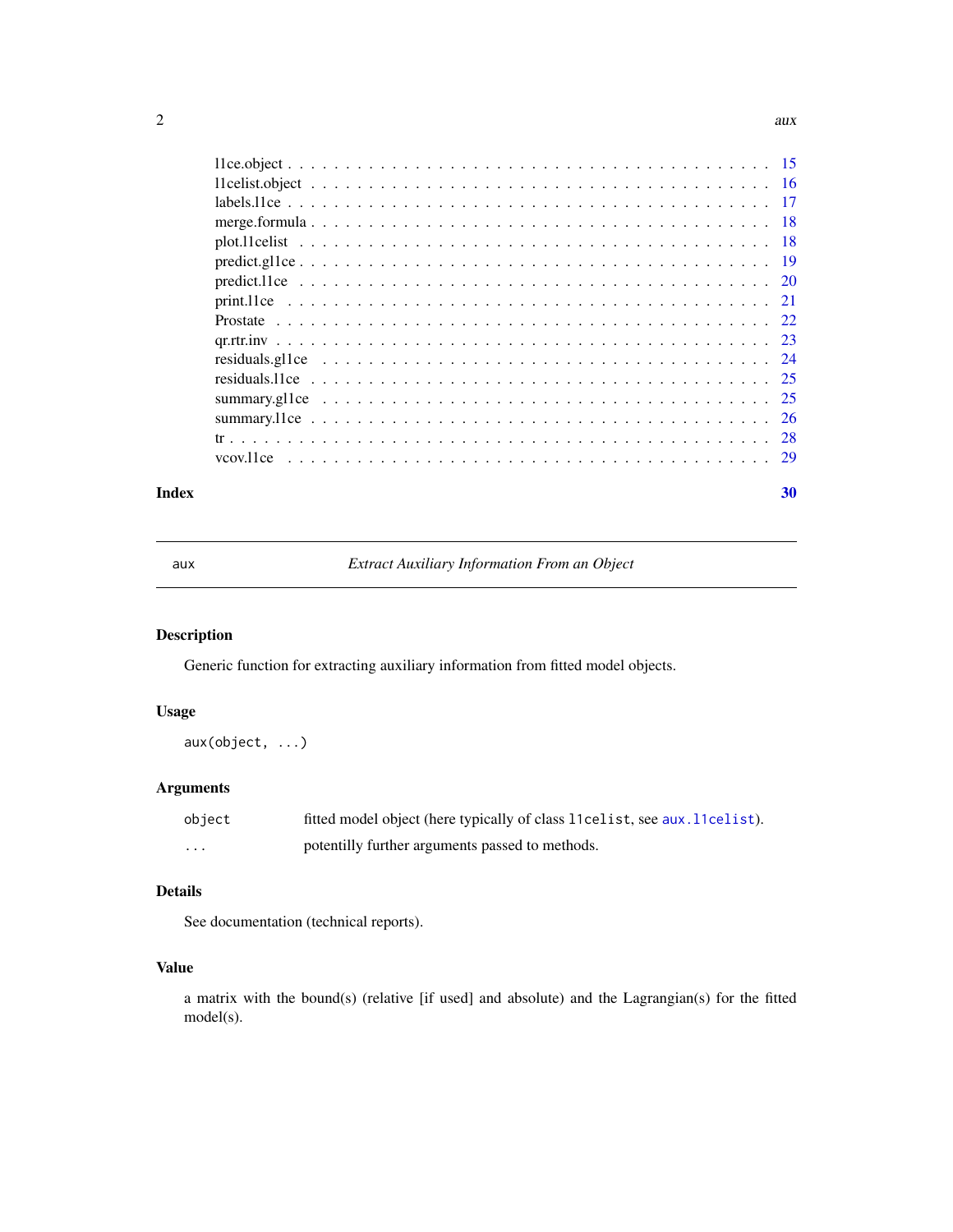| | |
|---|---|
| l1ce.object | 15 |
| l1celist.object | 16 |
| labels.l1ce | 17 |
| merge.formula | 18 |
| plot.l1celist | 18 |
| predict.gl1ce | 19 |
| predict.l1ce | 20 |
| print.l1ce | 21 |
| Prostate | 22 |
| qr.rtr.inv | 23 |
| residuals.gl1ce | 24 |
| residuals.l1ce | 25 |
| summary.gl1ce | 25 |
| summary.l1ce | 26 |
| tr | 28 |
| vcov.l1ce | 29 |

**Index** **30**

---

`aux` *Extract Auxiliary Information From an Object*

---

## Description

Generic function for extracting auxiliary information from fitted model objects.

## Usage

```
aux(object, ...)
```

## Arguments

| | |
|---|---|
| `object` | fitted model object (here typically of class `l1celist`, see `aux.l1celist`). |
| `...` | potentilly further arguments passed to methods. |

## Details

See documentation (technical reports).

## Value

a matrix with the bound(s) (relative [if used] and absolute) and the Lagrangian(s) for the fitted model(s).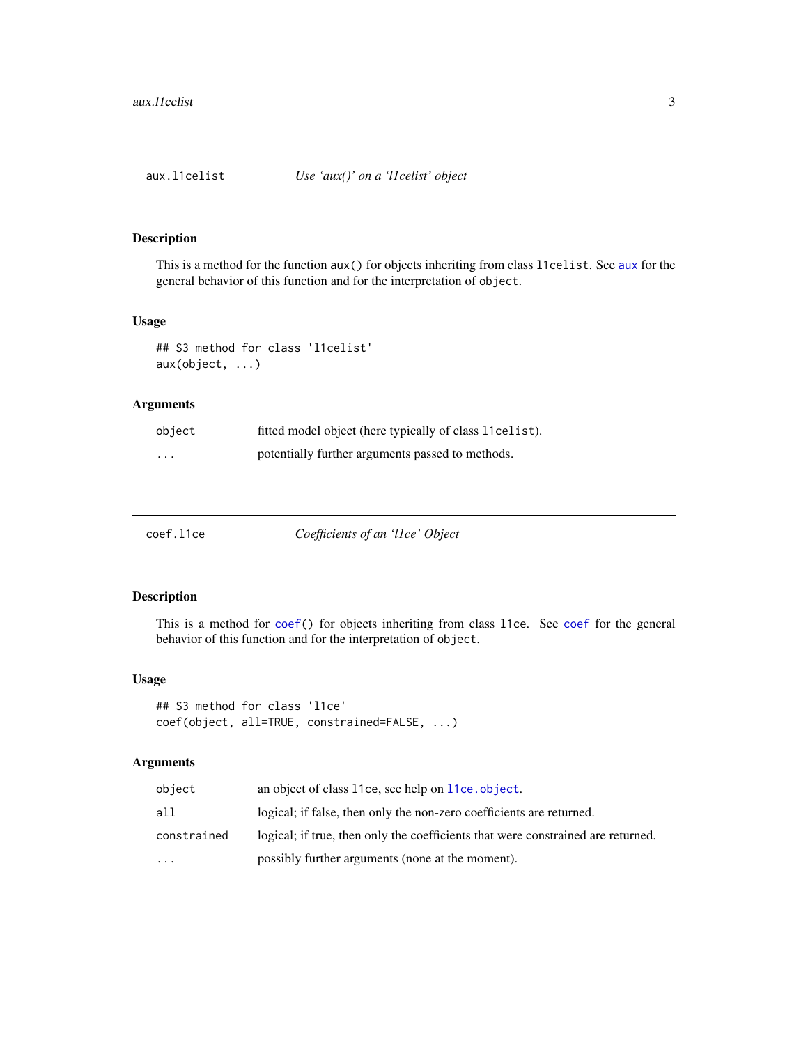## aux.l1celist — *Use 'aux()' on a 'l1celist' object*

### Description

This is a method for the function `aux()` for objects inheriting from class `l1celist`. See `aux` for the general behavior of this function and for the interpretation of `object`.

### Usage

```
## S3 method for class 'l1celist'
aux(object, ...)
```

### Arguments

| | |
|---|---|
| `object` | fitted model object (here typically of class `l1celist`). |
| `...` | potentially further arguments passed to methods. |

## coef.l1ce — *Coefficients of an 'l1ce' Object*

### Description

This is a method for `coef()` for objects inheriting from class `l1ce`. See `coef` for the general behavior of this function and for the interpretation of `object`.

### Usage

```
## S3 method for class 'l1ce'
coef(object, all=TRUE, constrained=FALSE, ...)
```

### Arguments

| | |
|---|---|
| `object` | an object of class `l1ce`, see help on `l1ce.object`. |
| `all` | logical; if false, then only the non-zero coefficients are returned. |
| `constrained` | logical; if true, then only the coefficients that were constrained are returned. |
| `...` | possibly further arguments (none at the moment). |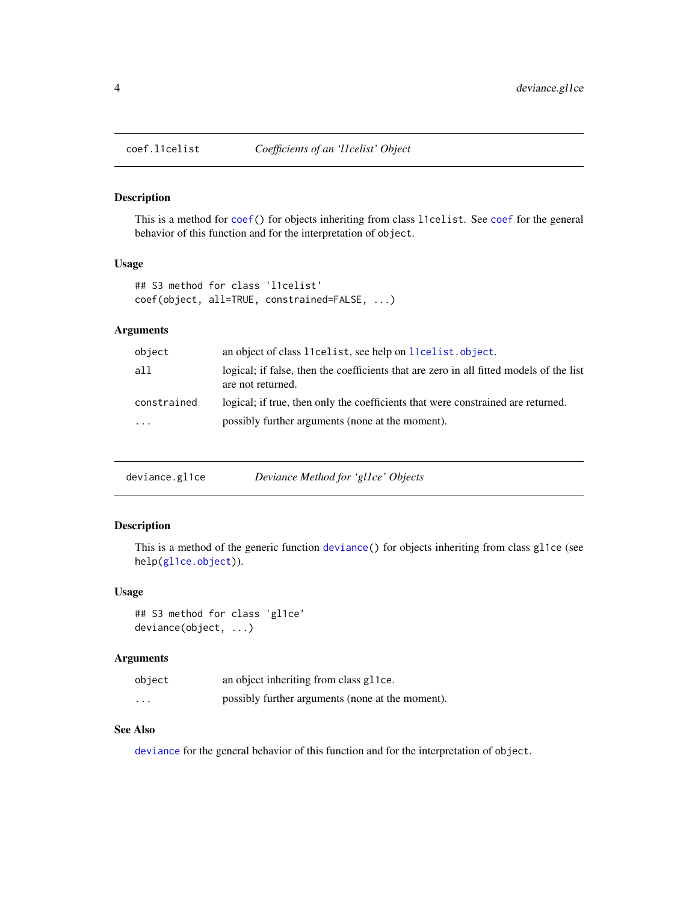## coef.l1celist — *Coefficients of an 'l1celist' Object*

### Description

This is a method for `coef()` for objects inheriting from class `l1celist`. See `coef` for the general behavior of this function and for the interpretation of `object`.

### Usage

```
## S3 method for class 'l1celist'
coef(object, all=TRUE, constrained=FALSE, ...)
```

### Arguments

| | |
|---|---|
| `object` | an object of class `l1celist`, see help on `l1celist.object`. |
| `all` | logical; if false, then the coefficients that are zero in all fitted models of the list are not returned. |
| `constrained` | logical; if true, then only the coefficients that were constrained are returned. |
| `...` | possibly further arguments (none at the moment). |

## deviance.gl1ce — *Deviance Method for 'gl1ce' Objects*

### Description

This is a method of the generic function `deviance()` for objects inheriting from class `gl1ce` (see `help(gl1ce.object)`).

### Usage

```
## S3 method for class 'gl1ce'
deviance(object, ...)
```

### Arguments

| | |
|---|---|
| `object` | an object inheriting from class `gl1ce`. |
| `...` | possibly further arguments (none at the moment). |

### See Also

`deviance` for the general behavior of this function and for the interpretation of `object`.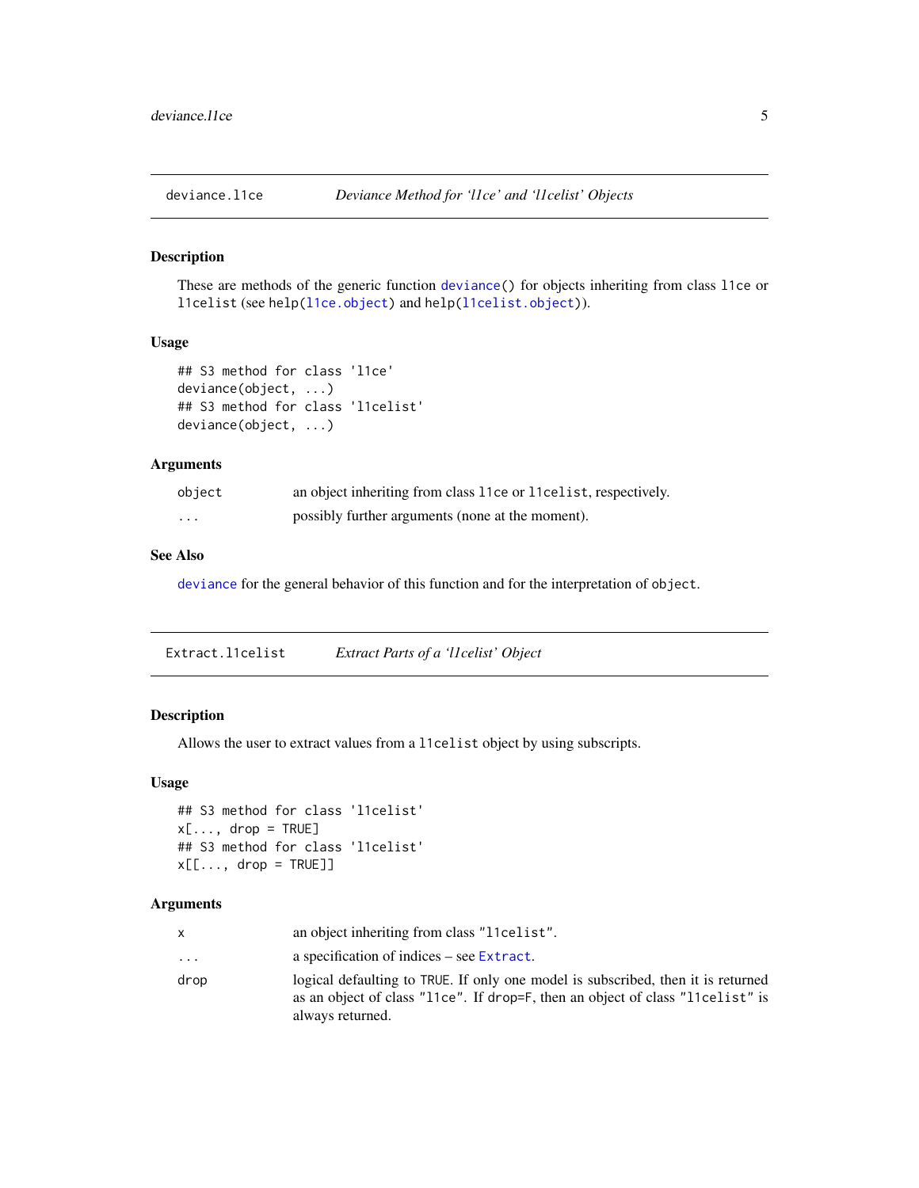# deviance.l1ce — *Deviance Method for 'l1ce' and 'l1celist' Objects*

## Description

These are methods of the generic function `deviance()` for objects inheriting from class `l1ce` or `l1celist` (see `help(l1ce.object)` and `help(l1celist.object)`).

## Usage

```
## S3 method for class 'l1ce'
deviance(object, ...)
## S3 method for class 'l1celist'
deviance(object, ...)
```

## Arguments

| | |
|---|---|
| `object` | an object inheriting from class `l1ce` or `l1celist`, respectively. |
| `...` | possibly further arguments (none at the moment). |

## See Also

`deviance` for the general behavior of this function and for the interpretation of `object`.

# Extract.l1celist — *Extract Parts of a 'l1celist' Object*

## Description

Allows the user to extract values from a `l1celist` object by using subscripts.

## Usage

```
## S3 method for class 'l1celist'
x[..., drop = TRUE]
## S3 method for class 'l1celist'
x[[..., drop = TRUE]]
```

## Arguments

| | |
|---|---|
| `x` | an object inheriting from class `"l1celist"`. |
| `...` | a specification of indices – see `Extract`. |
| `drop` | logical defaulting to `TRUE`. If only one model is subscribed, then it is returned as an object of class `"l1ce"`. If `drop=F`, then an object of class `"l1celist"` is always returned. |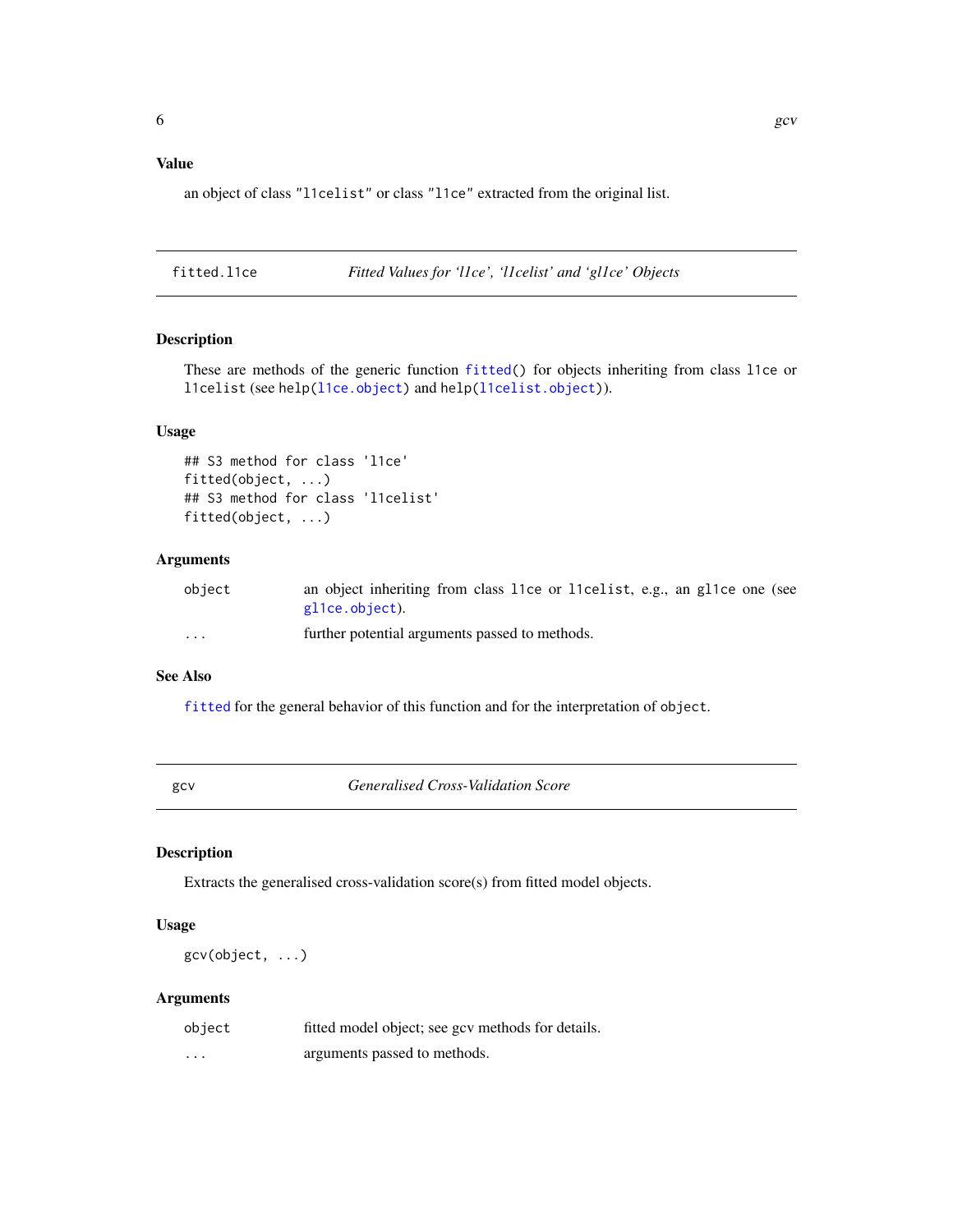## Value

an object of class "l1celist" or class "l1ce" extracted from the original list.

---

# fitted.l1ce — *Fitted Values for 'l1ce', 'l1celist' and 'gl1ce' Objects*

## Description

These are methods of the generic function `fitted()` for objects inheriting from class `l1ce` or `l1celist` (see `help(l1ce.object)` and `help(l1celist.object)`).

## Usage

```
## S3 method for class 'l1ce'
fitted(object, ...)
## S3 method for class 'l1celist'
fitted(object, ...)
```

## Arguments

| | |
|---|---|
| `object` | an object inheriting from class `l1ce` or `l1celist`, e.g., an `gl1ce` one (see `gl1ce.object`). |
| `...` | further potential arguments passed to methods. |

## See Also

`fitted` for the general behavior of this function and for the interpretation of `object`.

---

# gcv — *Generalised Cross-Validation Score*

## Description

Extracts the generalised cross-validation score(s) from fitted model objects.

## Usage

```
gcv(object, ...)
```

## Arguments

| | |
|---|---|
| `object` | fitted model object; see gcv methods for details. |
| `...` | arguments passed to methods. |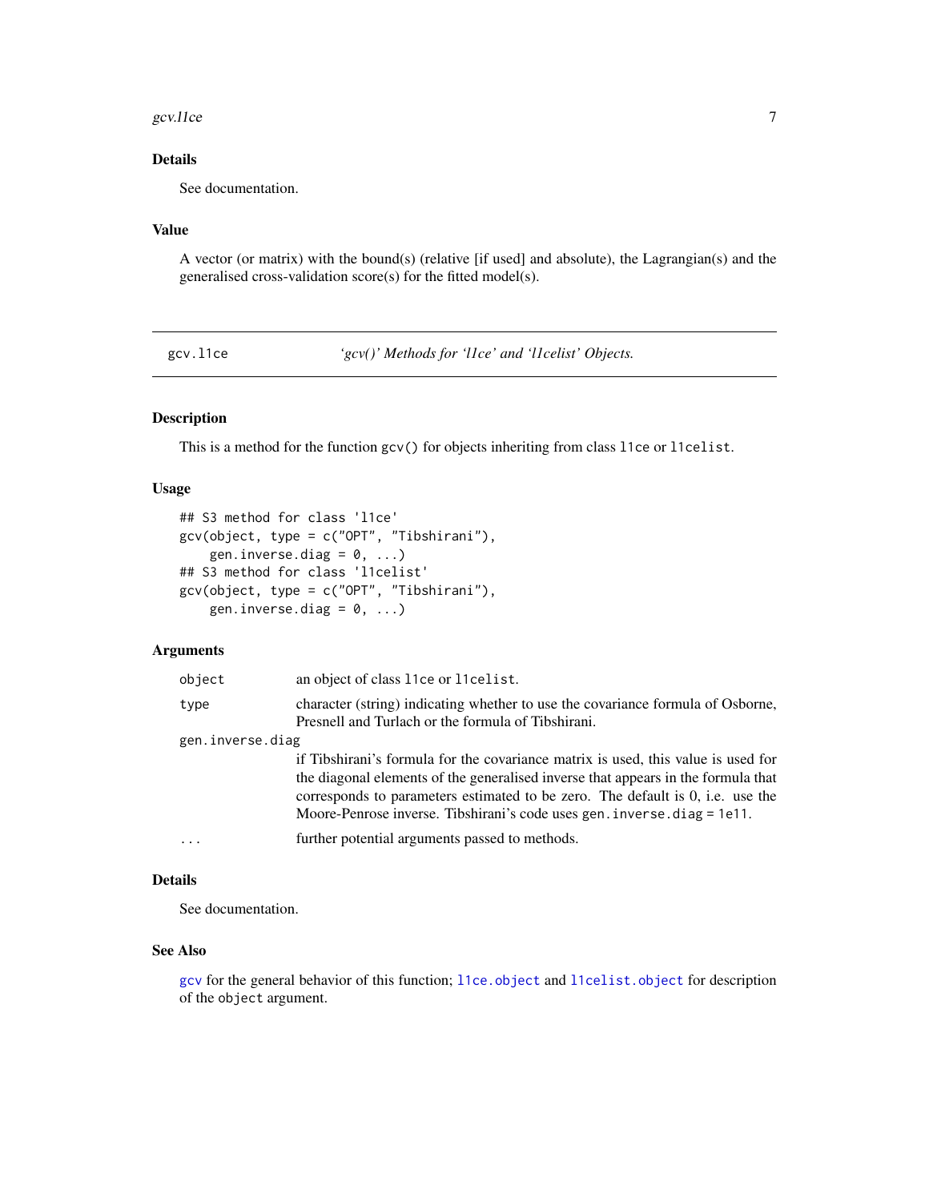## Details

See documentation.

## Value

A vector (or matrix) with the bound(s) (relative [if used] and absolute), the Lagrangian(s) and the generalised cross-validation score(s) for the fitted model(s).

---

# gcv.l1ce — *'gcv()' Methods for 'l1ce' and 'l1celist' Objects.*

## Description

This is a method for the function `gcv()` for objects inheriting from class `l1ce` or `l1celist`.

## Usage

```
## S3 method for class 'l1ce'
gcv(object, type = c("OPT", "Tibshirani"),
    gen.inverse.diag = 0, ...)
## S3 method for class 'l1celist'
gcv(object, type = c("OPT", "Tibshirani"),
    gen.inverse.diag = 0, ...)
```

## Arguments

| Argument | Description |
|---|---|
| `object` | an object of class `l1ce` or `l1celist`. |
| `type` | character (string) indicating whether to use the covariance formula of Osborne, Presnell and Turlach or the formula of Tibshirani. |
| `gen.inverse.diag` | if Tibshirani's formula for the covariance matrix is used, this value is used for the diagonal elements of the generalised inverse that appears in the formula that corresponds to parameters estimated to be zero. The default is 0, i.e. use the Moore-Penrose inverse. Tibshirani's code uses `gen.inverse.diag = 1e11`. |
| `...` | further potential arguments passed to methods. |

## Details

See documentation.

## See Also

`gcv` for the general behavior of this function; `l1ce.object` and `l1celist.object` for description of the `object` argument.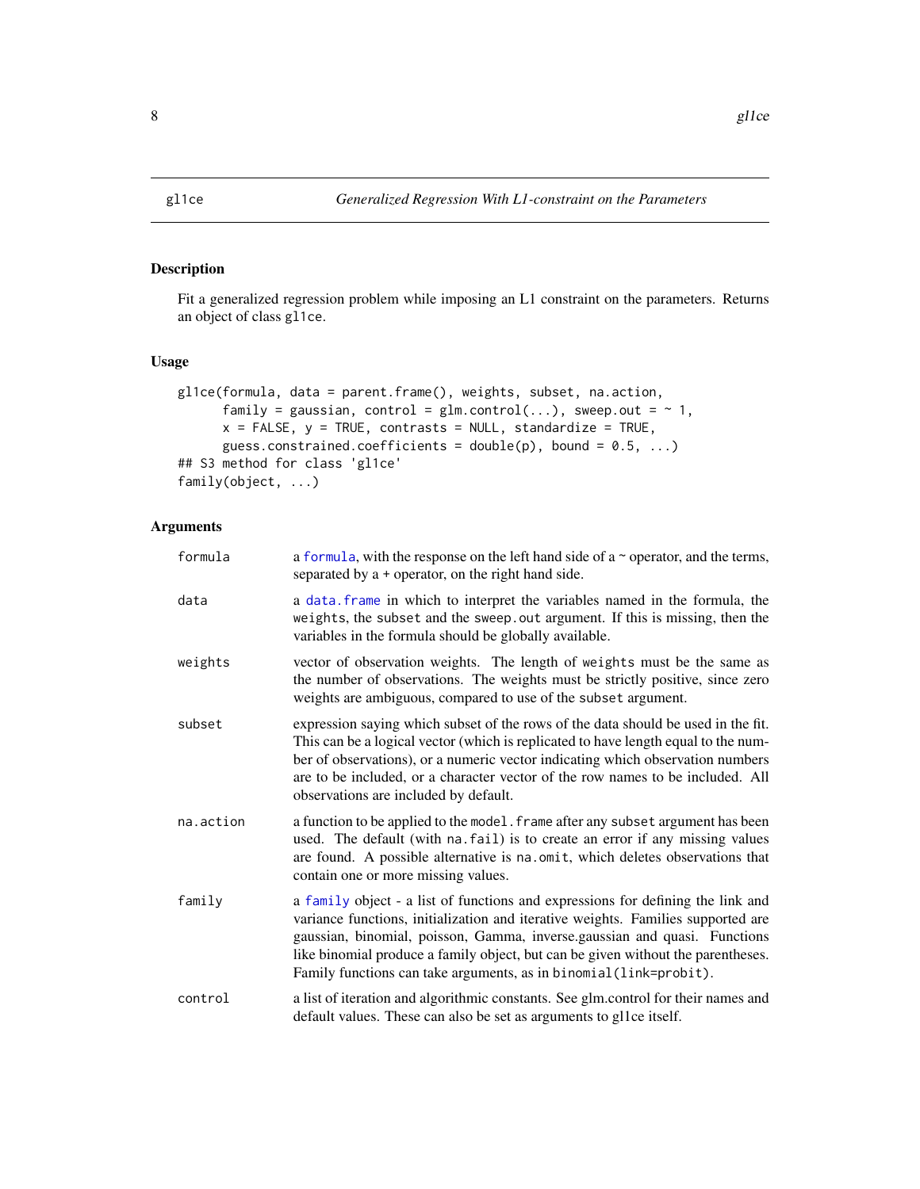## gl1ce — *Generalized Regression With L1-constraint on the Parameters*

### Description

Fit a generalized regression problem while imposing an L1 constraint on the parameters. Returns an object of class gl1ce.

### Usage

```
gl1ce(formula, data = parent.frame(), weights, subset, na.action,
      family = gaussian, control = glm.control(...), sweep.out = ~ 1,
      x = FALSE, y = TRUE, contrasts = NULL, standardize = TRUE,
      guess.constrained.coefficients = double(p), bound = 0.5, ...)
## S3 method for class 'gl1ce'
family(object, ...)
```

### Arguments

| | |
|---|---|
| formula | a formula, with the response on the left hand side of a ~ operator, and the terms, separated by a + operator, on the right hand side. |
| data | a data.frame in which to interpret the variables named in the formula, the weights, the subset and the sweep.out argument. If this is missing, then the variables in the formula should be globally available. |
| weights | vector of observation weights. The length of weights must be the same as the number of observations. The weights must be strictly positive, since zero weights are ambiguous, compared to use of the subset argument. |
| subset | expression saying which subset of the rows of the data should be used in the fit. This can be a logical vector (which is replicated to have length equal to the number of observations), or a numeric vector indicating which observation numbers are to be included, or a character vector of the row names to be included. All observations are included by default. |
| na.action | a function to be applied to the model.frame after any subset argument has been used. The default (with na.fail) is to create an error if any missing values are found. A possible alternative is na.omit, which deletes observations that contain one or more missing values. |
| family | a family object - a list of functions and expressions for defining the link and variance functions, initialization and iterative weights. Families supported are gaussian, binomial, poisson, Gamma, inverse.gaussian and quasi. Functions like binomial produce a family object, but can be given without the parentheses. Family functions can take arguments, as in binomial(link=probit). |
| control | a list of iteration and algorithmic constants. See glm.control for their names and default values. These can also be set as arguments to gl1ce itself. |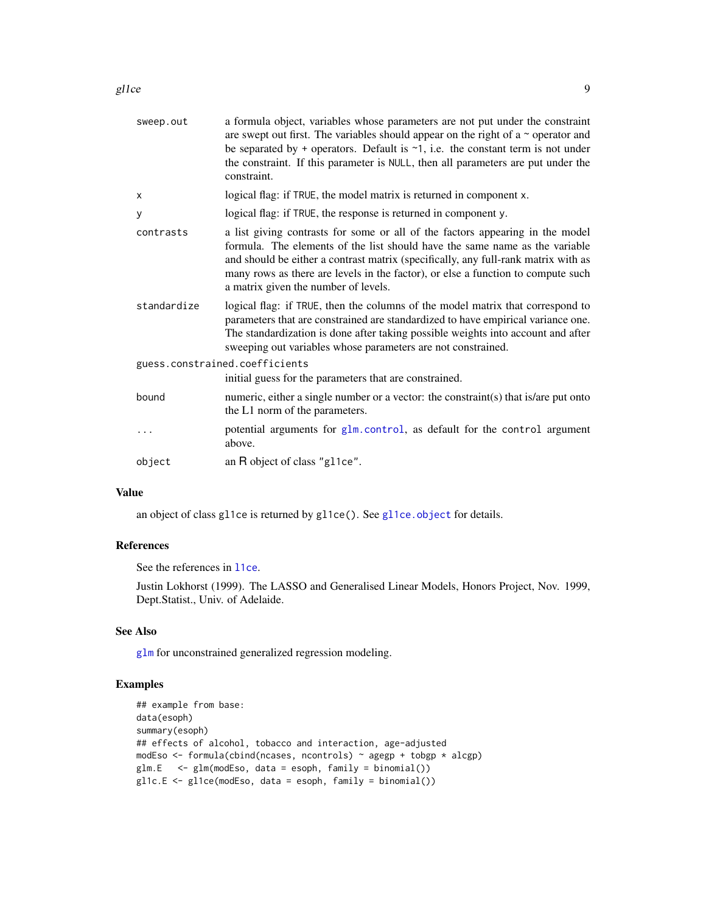| | |
|---|---|
| `sweep.out` | a formula object, variables whose parameters are not put under the constraint are swept out first. The variables should appear on the right of a ~ operator and be separated by + operators. Default is `~1`, i.e. the constant term is not under the constraint. If this parameter is `NULL`, then all parameters are put under the constraint. |
| `x` | logical flag: if `TRUE`, the model matrix is returned in component `x`. |
| `y` | logical flag: if `TRUE`, the response is returned in component `y`. |
| `contrasts` | a list giving contrasts for some or all of the factors appearing in the model formula. The elements of the list should have the same name as the variable and should be either a contrast matrix (specifically, any full-rank matrix with as many rows as there are levels in the factor), or else a function to compute such a matrix given the number of levels. |
| `standardize` | logical flag: if `TRUE`, then the columns of the model matrix that correspond to parameters that are constrained are standardized to have empirical variance one. The standardization is done after taking possible weights into account and after sweeping out variables whose parameters are not constrained. |
| `guess.constrained.coefficients` | initial guess for the parameters that are constrained. |
| `bound` | numeric, either a single number or a vector: the constraint(s) that is/are put onto the L1 norm of the parameters. |
| `...` | potential arguments for `glm.control`, as default for the `control` argument above. |
| `object` | an R object of class `"gl1ce"`. |

## Value

an object of class `gl1ce` is returned by `gl1ce()`. See `gl1ce.object` for details.

## References

See the references in `l1ce`.

Justin Lokhorst (1999). The LASSO and Generalised Linear Models, Honors Project, Nov. 1999, Dept.Statist., Univ. of Adelaide.

## See Also

`glm` for unconstrained generalized regression modeling.

## Examples

```
## example from base:
data(esoph)
summary(esoph)
## effects of alcohol, tobacco and interaction, age-adjusted
modEso <- formula(cbind(ncases, ncontrols) ~ agegp + tobgp * alcgp)
glm.E   <- glm(modEso, data = esoph, family = binomial())
gl1c.E <- gl1ce(modEso, data = esoph, family = binomial())
```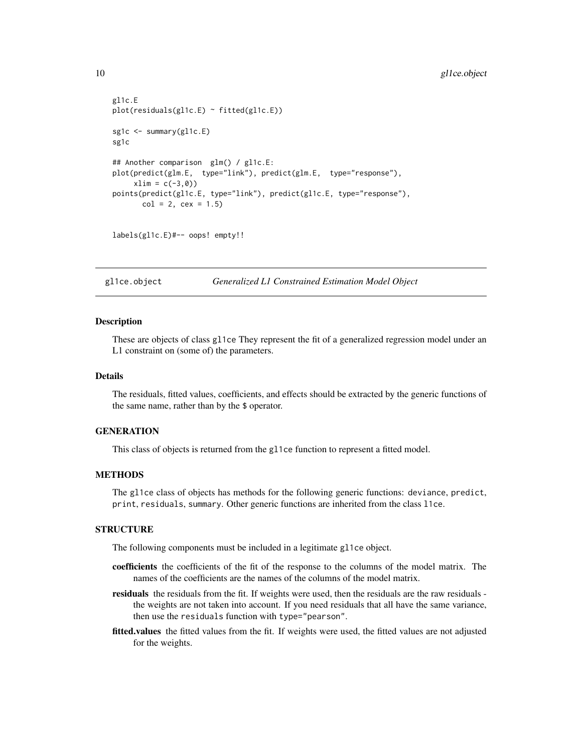```
gl1c.E
plot(residuals(gl1c.E) ~ fitted(gl1c.E))

sg1c <- summary(gl1c.E)
sg1c

## Another comparison  glm() / gl1c.E:
plot(predict(glm.E,  type="link"), predict(glm.E,  type="response"),
     xlim = c(-3,0))
points(predict(gl1c.E, type="link"), predict(gl1c.E, type="response"),
       col = 2, cex = 1.5)


labels(gl1c.E)#-- oops! empty!!
```

## gl1ce.object — *Generalized L1 Constrained Estimation Model Object*

### Description

These are objects of class `gl1ce` They represent the fit of a generalized regression model under an L1 constraint on (some of) the parameters.

### Details

The residuals, fitted values, coefficients, and effects should be extracted by the generic functions of the same name, rather than by the `$` operator.

### GENERATION

This class of objects is returned from the `gl1ce` function to represent a fitted model.

### METHODS

The `gl1ce` class of objects has methods for the following generic functions: `deviance`, `predict`, `print`, `residuals`, `summary`. Other generic functions are inherited from the class `l1ce`.

### STRUCTURE

The following components must be included in a legitimate `gl1ce` object.

- **coefficients** the coefficients of the fit of the response to the columns of the model matrix. The names of the coefficients are the names of the columns of the model matrix.
- **residuals** the residuals from the fit. If weights were used, then the residuals are the raw residuals - the weights are not taken into account. If you need residuals that all have the same variance, then use the `residuals` function with `type="pearson"`.
- **fitted.values** the fitted values from the fit. If weights were used, the fitted values are not adjusted for the weights.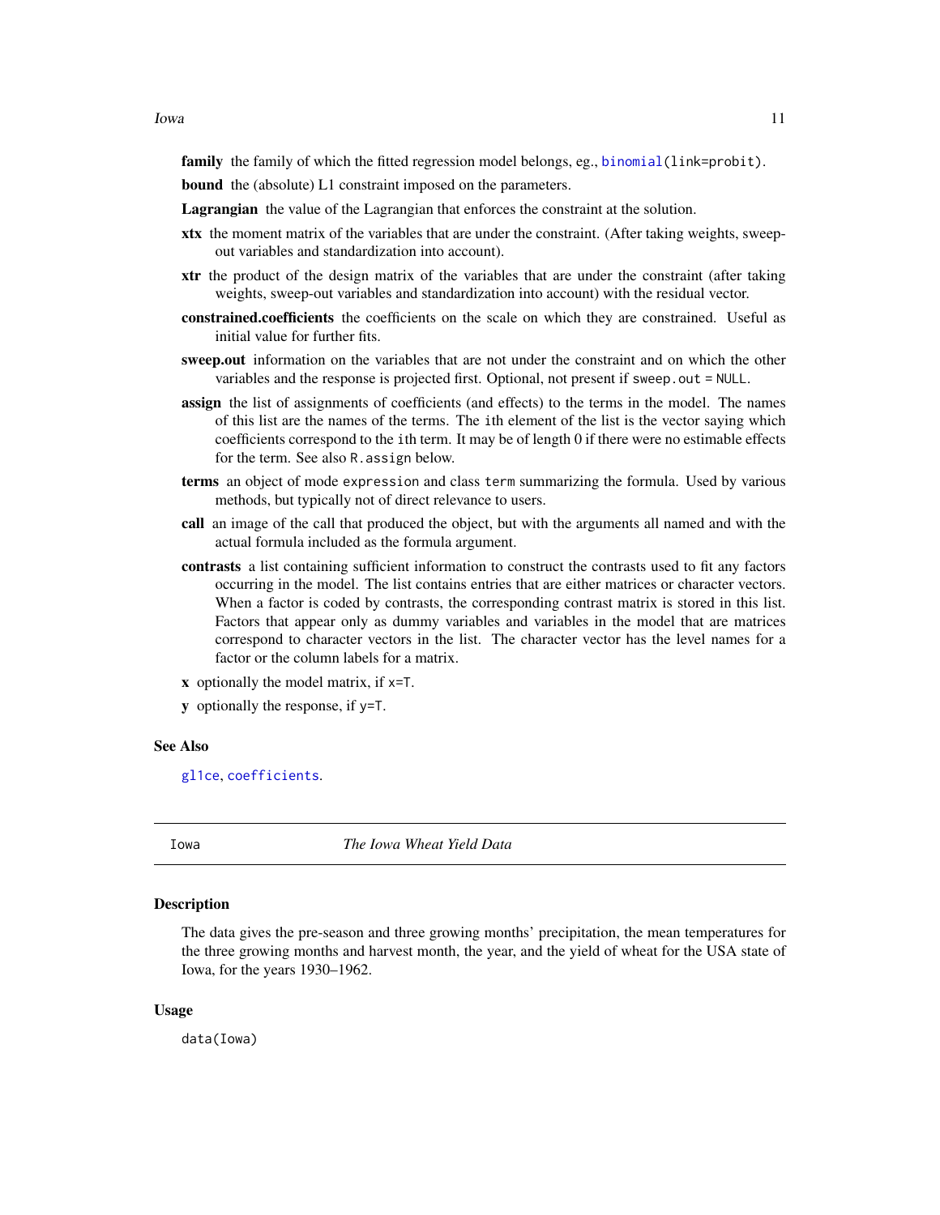**family** the family of which the fitted regression model belongs, eg., `binomial(link=probit)`.

**bound** the (absolute) L1 constraint imposed on the parameters.

**Lagrangian** the value of the Lagrangian that enforces the constraint at the solution.

**xtx** the moment matrix of the variables that are under the constraint. (After taking weights, sweep-out variables and standardization into account).

**xtr** the product of the design matrix of the variables that are under the constraint (after taking weights, sweep-out variables and standardization into account) with the residual vector.

**constrained.coefficients** the coefficients on the scale on which they are constrained. Useful as initial value for further fits.

**sweep.out** information on the variables that are not under the constraint and on which the other variables and the response is projected first. Optional, not present if `sweep.out = NULL`.

**assign** the list of assignments of coefficients (and effects) to the terms in the model. The names of this list are the names of the terms. The `i`th element of the list is the vector saying which coefficients correspond to the `i`th term. It may be of length 0 if there were no estimable effects for the term. See also `R.assign` below.

**terms** an object of mode `expression` and class `term` summarizing the formula. Used by various methods, but typically not of direct relevance to users.

**call** an image of the call that produced the object, but with the arguments all named and with the actual formula included as the formula argument.

**contrasts** a list containing sufficient information to construct the contrasts used to fit any factors occurring in the model. The list contains entries that are either matrices or character vectors. When a factor is coded by contrasts, the corresponding contrast matrix is stored in this list. Factors that appear only as dummy variables and variables in the model that are matrices correspond to character vectors in the list. The character vector has the level names for a factor or the column labels for a matrix.

**x** optionally the model matrix, if `x=T`.

**y** optionally the response, if `y=T`.

### See Also

`gl1ce`, `coefficients`.

---

## Iowa — *The Iowa Wheat Yield Data*

### Description

The data gives the pre-season and three growing months' precipitation, the mean temperatures for the three growing months and harvest month, the year, and the yield of wheat for the USA state of Iowa, for the years 1930–1962.

### Usage

```
data(Iowa)
```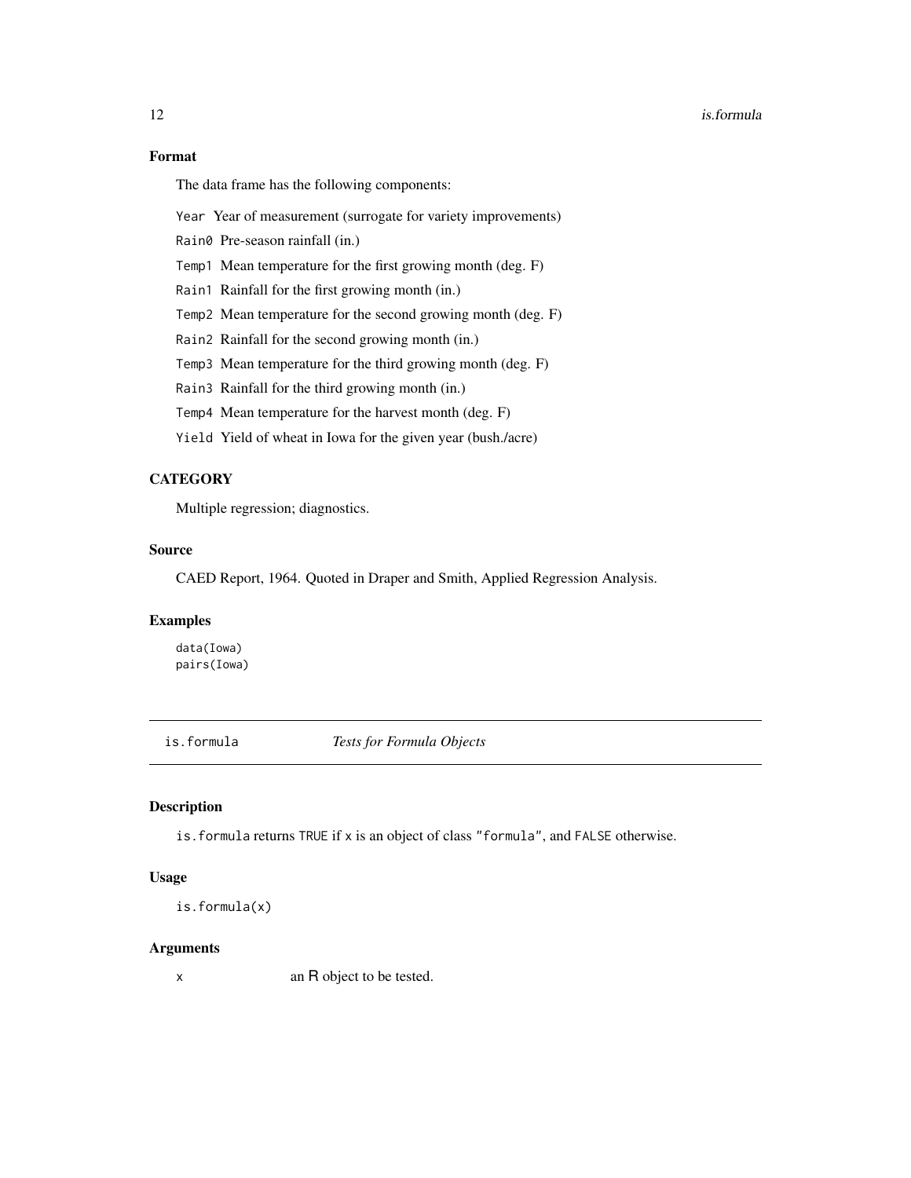### Format

The data frame has the following components:

`Year` Year of measurement (surrogate for variety improvements)

`Rain0` Pre-season rainfall (in.)

`Temp1` Mean temperature for the first growing month (deg. F)

`Rain1` Rainfall for the first growing month (in.)

`Temp2` Mean temperature for the second growing month (deg. F)

`Rain2` Rainfall for the second growing month (in.)

`Temp3` Mean temperature for the third growing month (deg. F)

`Rain3` Rainfall for the third growing month (in.)

`Temp4` Mean temperature for the harvest month (deg. F)

`Yield` Yield of wheat in Iowa for the given year (bush./acre)

### CATEGORY

Multiple regression; diagnostics.

### Source

CAED Report, 1964. Quoted in Draper and Smith, Applied Regression Analysis.

### Examples

```
data(Iowa)
pairs(Iowa)
```

---

## is.formula *Tests for Formula Objects*

---

### Description

`is.formula` returns `TRUE` if `x` is an object of class `"formula"`, and `FALSE` otherwise.

### Usage

```
is.formula(x)
```

### Arguments

`x` an R object to be tested.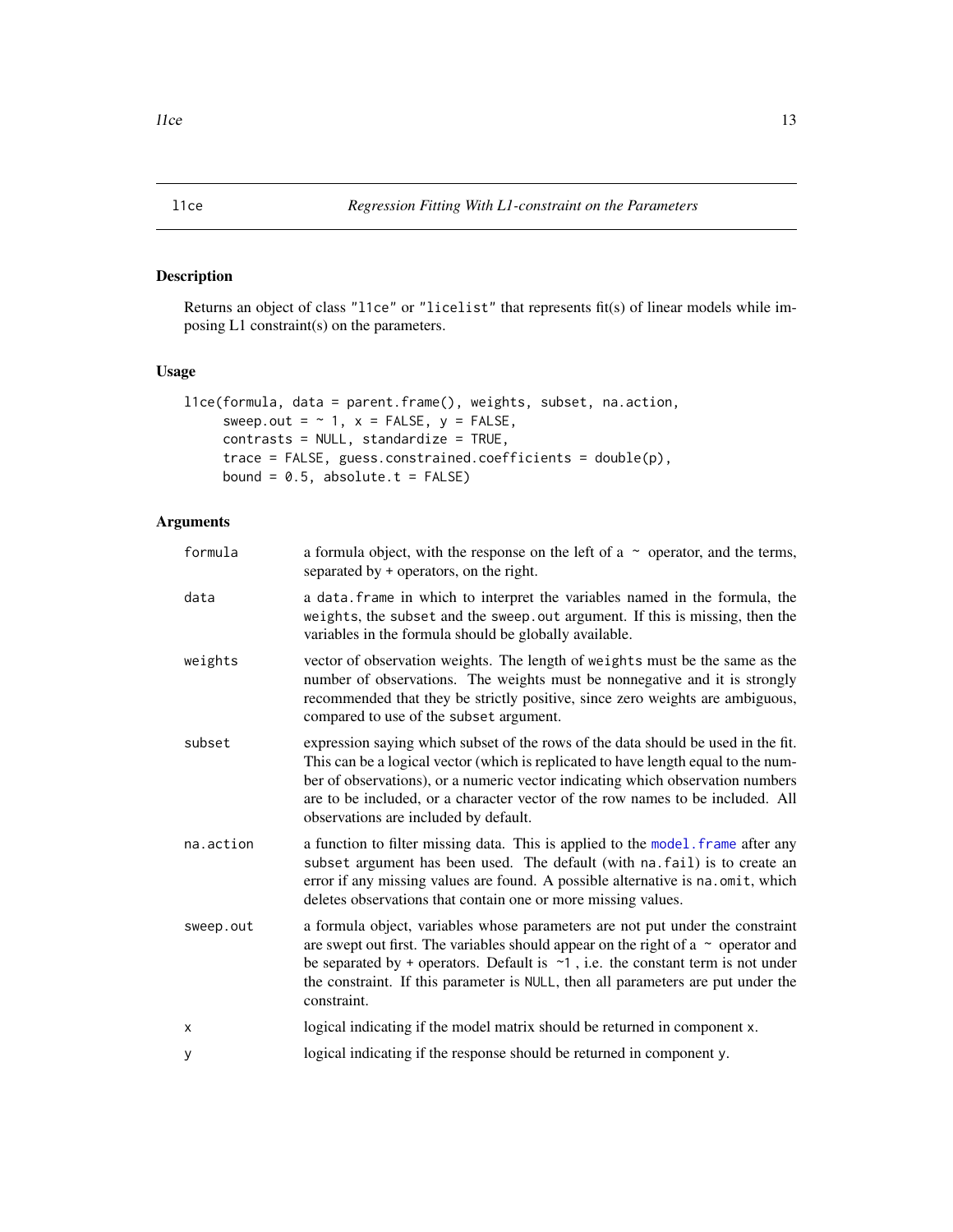## l1ce — *Regression Fitting With L1-constraint on the Parameters*

### Description

Returns an object of class "l1ce" or "l1celist" that represents fit(s) of linear models while imposing L1 constraint(s) on the parameters.

### Usage

```
l1ce(formula, data = parent.frame(), weights, subset, na.action,
     sweep.out = ~ 1, x = FALSE, y = FALSE,
     contrasts = NULL, standardize = TRUE,
     trace = FALSE, guess.constrained.coefficients = double(p),
     bound = 0.5, absolute.t = FALSE)
```

### Arguments

| | |
|---|---|
| `formula` | a formula object, with the response on the left of a `~` operator, and the terms, separated by `+` operators, on the right. |
| `data` | a `data.frame` in which to interpret the variables named in the formula, the `weights`, the `subset` and the `sweep.out` argument. If this is missing, then the variables in the formula should be globally available. |
| `weights` | vector of observation weights. The length of `weights` must be the same as the number of observations. The weights must be nonnegative and it is strongly recommended that they be strictly positive, since zero weights are ambiguous, compared to use of the `subset` argument. |
| `subset` | expression saying which subset of the rows of the data should be used in the fit. This can be a logical vector (which is replicated to have length equal to the number of observations), or a numeric vector indicating which observation numbers are to be included, or a character vector of the row names to be included. All observations are included by default. |
| `na.action` | a function to filter missing data. This is applied to the `model.frame` after any `subset` argument has been used. The default (with `na.fail`) is to create an error if any missing values are found. A possible alternative is `na.omit`, which deletes observations that contain one or more missing values. |
| `sweep.out` | a formula object, variables whose parameters are not put under the constraint are swept out first. The variables should appear on the right of a `~` operator and be separated by `+` operators. Default is `~1`, i.e. the constant term is not under the constraint. If this parameter is `NULL`, then all parameters are put under the constraint. |
| `x` | logical indicating if the model matrix should be returned in component `x`. |
| `y` | logical indicating if the response should be returned in component `y`. |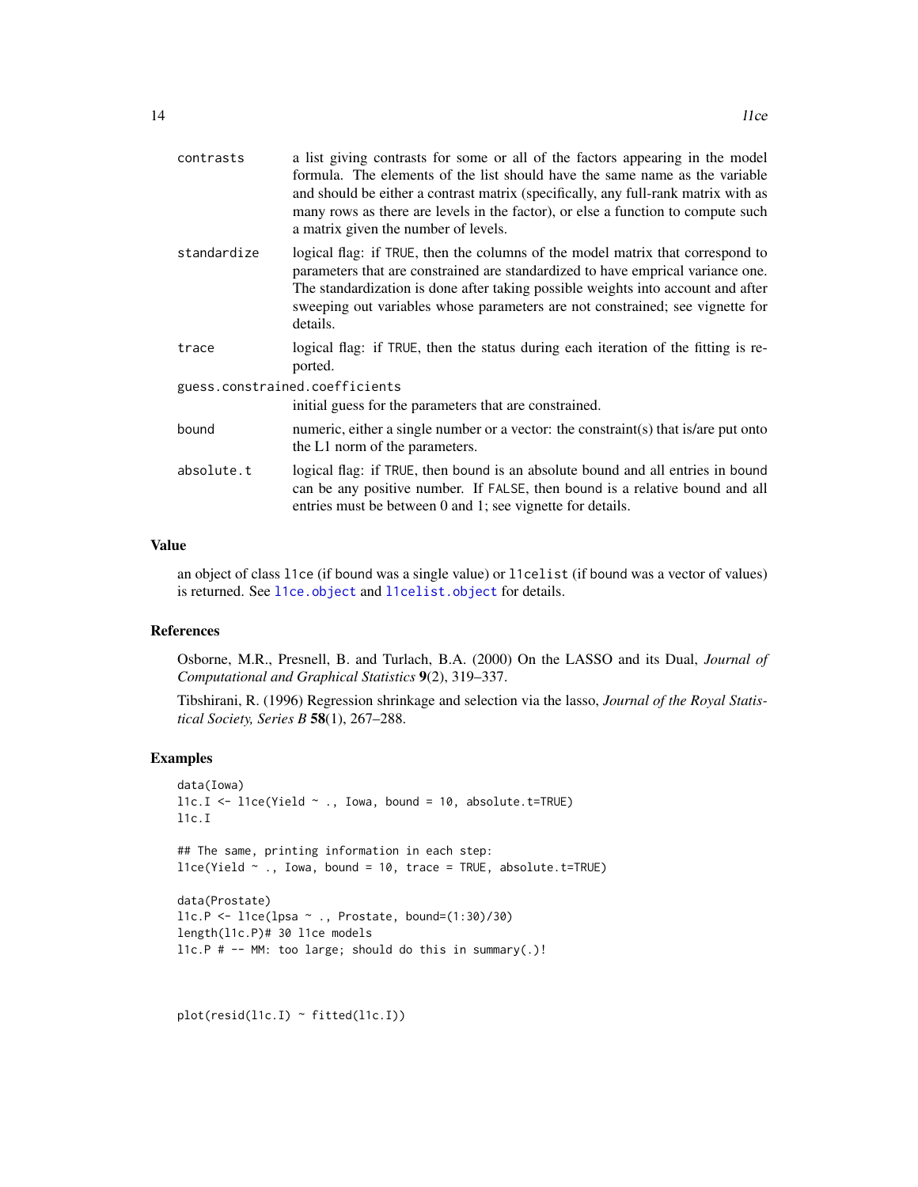| | |
|---|---|
| contrasts | a list giving contrasts for some or all of the factors appearing in the model formula. The elements of the list should have the same name as the variable and should be either a contrast matrix (specifically, any full-rank matrix with as many rows as there are levels in the factor), or else a function to compute such a matrix given the number of levels. |
| standardize | logical flag: if TRUE, then the columns of the model matrix that correspond to parameters that are constrained are standardized to have emprical variance one. The standardization is done after taking possible weights into account and after sweeping out variables whose parameters are not constrained; see vignette for details. |
| trace | logical flag: if TRUE, then the status during each iteration of the fitting is reported. |
| guess.constrained.coefficients | initial guess for the parameters that are constrained. |
| bound | numeric, either a single number or a vector: the constraint(s) that is/are put onto the L1 norm of the parameters. |
| absolute.t | logical flag: if TRUE, then bound is an absolute bound and all entries in bound can be any positive number. If FALSE, then bound is a relative bound and all entries must be between 0 and 1; see vignette for details. |

## Value

an object of class l1ce (if bound was a single value) or l1celist (if bound was a vector of values) is returned. See l1ce.object and l1celist.object for details.

## References

Osborne, M.R., Presnell, B. and Turlach, B.A. (2000) On the LASSO and its Dual, *Journal of Computational and Graphical Statistics* **9**(2), 319–337.

Tibshirani, R. (1996) Regression shrinkage and selection via the lasso, *Journal of the Royal Statistical Society, Series B* **58**(1), 267–288.

## Examples

```
data(Iowa)
l1c.I <- l1ce(Yield ~ ., Iowa, bound = 10, absolute.t=TRUE)
l1c.I

## The same, printing information in each step:
l1ce(Yield ~ ., Iowa, bound = 10, trace = TRUE, absolute.t=TRUE)

data(Prostate)
l1c.P <- l1ce(lpsa ~ ., Prostate, bound=(1:30)/30)
length(l1c.P)# 30 l1ce models
l1c.P # -- MM: too large; should do this in summary(.)!


plot(resid(l1c.I) ~ fitted(l1c.I))
```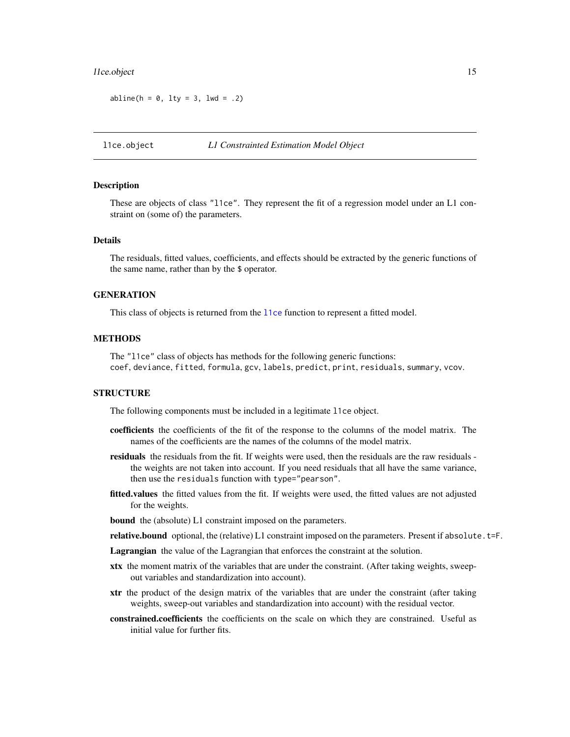```
abline(h = 0, lty = 3, lwd = .2)
```

## l1ce.object — *L1 Constrainted Estimation Model Object*

### Description

These are objects of class "l1ce". They represent the fit of a regression model under an L1 constraint on (some of) the parameters.

### Details

The residuals, fitted values, coefficients, and effects should be extracted by the generic functions of the same name, rather than by the $ operator.

### GENERATION

This class of objects is returned from the l1ce function to represent a fitted model.

### METHODS

The "l1ce" class of objects has methods for the following generic functions:
coef, deviance, fitted, formula, gcv, labels, predict, print, residuals, summary, vcov.

### STRUCTURE

The following components must be included in a legitimate l1ce object.

- **coefficients** the coefficients of the fit of the response to the columns of the model matrix. The names of the coefficients are the names of the columns of the model matrix.
- **residuals** the residuals from the fit. If weights were used, then the residuals are the raw residuals - the weights are not taken into account. If you need residuals that all have the same variance, then use the residuals function with type="pearson".
- **fitted.values** the fitted values from the fit. If weights were used, the fitted values are not adjusted for the weights.
- **bound** the (absolute) L1 constraint imposed on the parameters.
- **relative.bound** optional, the (relative) L1 constraint imposed on the parameters. Present if absolute.t=F.
- **Lagrangian** the value of the Lagrangian that enforces the constraint at the solution.
- **xtx** the moment matrix of the variables that are under the constraint. (After taking weights, sweep-out variables and standardization into account).
- **xtr** the product of the design matrix of the variables that are under the constraint (after taking weights, sweep-out variables and standardization into account) with the residual vector.
- **constrained.coefficients** the coefficients on the scale on which they are constrained. Useful as initial value for further fits.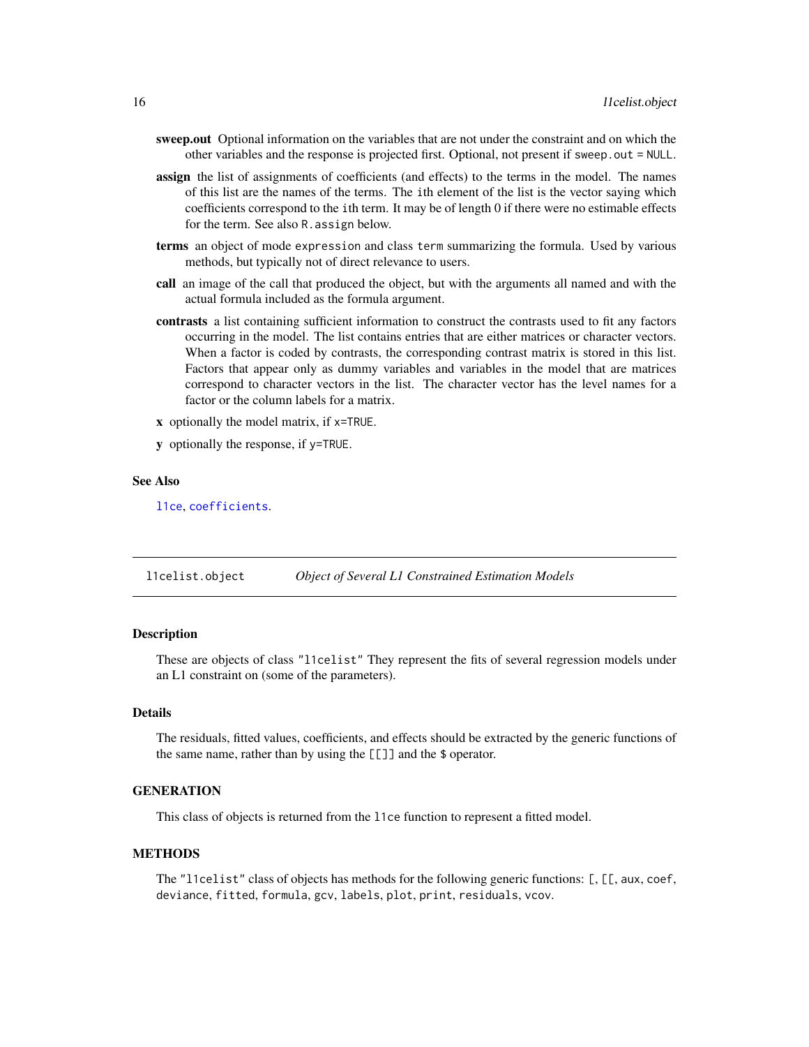**sweep.out** Optional information on the variables that are not under the constraint and on which the other variables and the response is projected first. Optional, not present if `sweep.out = NULL`.

**assign** the list of assignments of coefficients (and effects) to the terms in the model. The names of this list are the names of the terms. The ith element of the list is the vector saying which coefficients correspond to the ith term. It may be of length 0 if there were no estimable effects for the term. See also `R.assign` below.

**terms** an object of mode `expression` and class `term` summarizing the formula. Used by various methods, but typically not of direct relevance to users.

**call** an image of the call that produced the object, but with the arguments all named and with the actual formula included as the formula argument.

**contrasts** a list containing sufficient information to construct the contrasts used to fit any factors occurring in the model. The list contains entries that are either matrices or character vectors. When a factor is coded by contrasts, the corresponding contrast matrix is stored in this list. Factors that appear only as dummy variables and variables in the model that are matrices correspond to character vectors in the list. The character vector has the level names for a factor or the column labels for a matrix.

**x** optionally the model matrix, if `x=TRUE`.

**y** optionally the response, if `y=TRUE`.

### See Also

`l1ce`, `coefficients`.

---

## l1celist.object *Object of Several L1 Constrained Estimation Models*

### Description

These are objects of class "`l1celist`" They represent the fits of several regression models under an L1 constraint on (some of the parameters).

### Details

The residuals, fitted values, coefficients, and effects should be extracted by the generic functions of the same name, rather than by using the `[[]]` and the `$` operator.

### GENERATION

This class of objects is returned from the `l1ce` function to represent a fitted model.

### METHODS

The "`l1celist`" class of objects has methods for the following generic functions: `[`, `[[`, `aux`, `coef`, `deviance`, `fitted`, `formula`, `gcv`, `labels`, `plot`, `print`, `residuals`, `vcov`.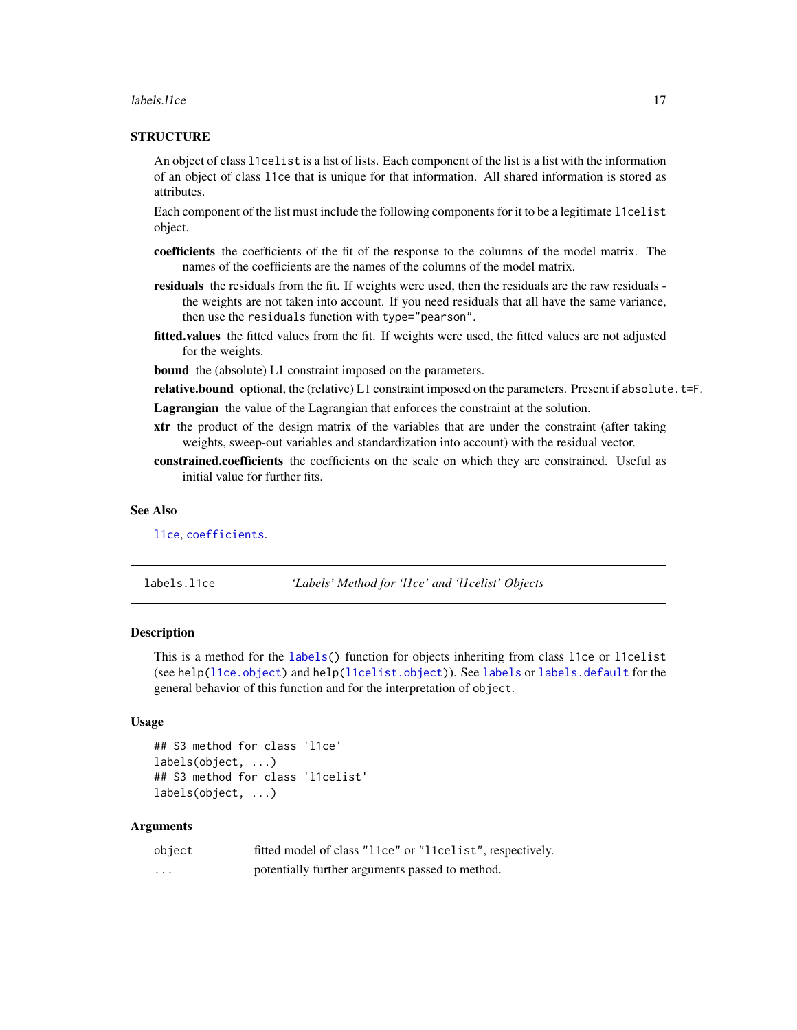## STRUCTURE

An object of class `l1celist` is a list of lists. Each component of the list is a list with the information of an object of class `l1ce` that is unique for that information. All shared information is stored as attributes.

Each component of the list must include the following components for it to be a legitimate `l1celist` object.

**coefficients** the coefficients of the fit of the response to the columns of the model matrix. The names of the coefficients are the names of the columns of the model matrix.

**residuals** the residuals from the fit. If weights were used, then the residuals are the raw residuals - the weights are not taken into account. If you need residuals that all have the same variance, then use the `residuals` function with `type="pearson"`.

**fitted.values** the fitted values from the fit. If weights were used, the fitted values are not adjusted for the weights.

**bound** the (absolute) L1 constraint imposed on the parameters.

**relative.bound** optional, the (relative) L1 constraint imposed on the parameters. Present if `absolute.t=F`.

**Lagrangian** the value of the Lagrangian that enforces the constraint at the solution.

**xtr** the product of the design matrix of the variables that are under the constraint (after taking weights, sweep-out variables and standardization into account) with the residual vector.

**constrained.coefficients** the coefficients on the scale on which they are constrained. Useful as initial value for further fits.

## See Also

`l1ce`, `coefficients`.

---

`labels.l1ce` *'Labels' Method for 'l1ce' and 'l1celist' Objects*

---

## Description

This is a method for the `labels()` function for objects inheriting from class `l1ce` or `l1celist` (see `help(l1ce.object)` and `help(l1celist.object)`). See `labels` or `labels.default` for the general behavior of this function and for the interpretation of `object`.

## Usage

```
## S3 method for class 'l1ce'
labels(object, ...)
## S3 method for class 'l1celist'
labels(object, ...)
```

## Arguments

| | |
|---|---|
| `object` | fitted model of class `"l1ce"` or `"l1celist"`, respectively. |
| `...` | potentially further arguments passed to method. |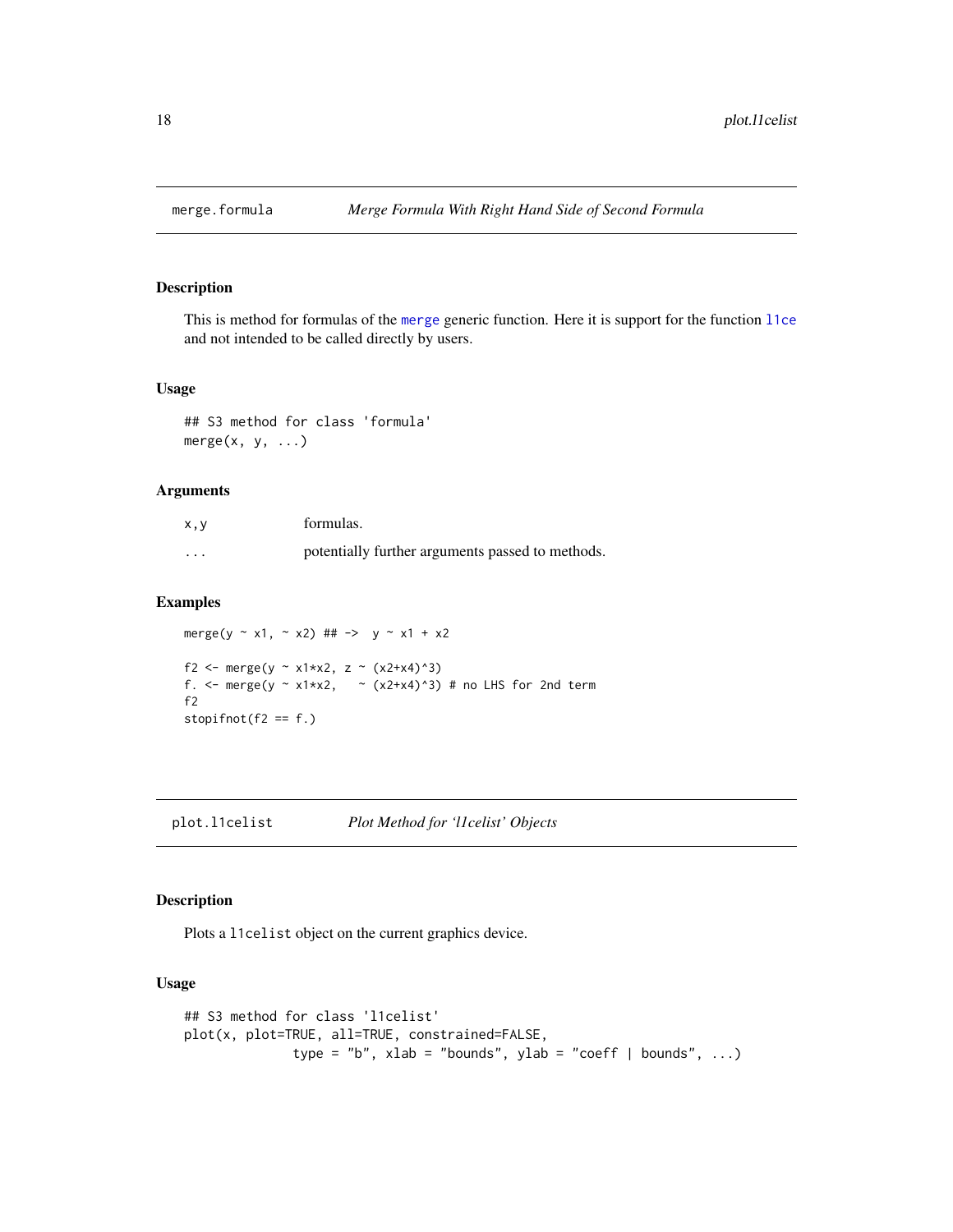## merge.formula — *Merge Formula With Right Hand Side of Second Formula*

### Description

This is method for formulas of the `merge` generic function. Here it is support for the function `l1ce` and not intended to be called directly by users.

### Usage

```
## S3 method for class 'formula'
merge(x, y, ...)
```

### Arguments

| | |
|---|---|
| `x,y` | formulas. |
| `...` | potentially further arguments passed to methods. |

### Examples

```
merge(y ~ x1, ~ x2) ## ->  y ~ x1 + x2

f2 <- merge(y ~ x1*x2, z ~ (x2+x4)^3)
f. <- merge(y ~ x1*x2,   ~ (x2+x4)^3) # no LHS for 2nd term
f2
stopifnot(f2 == f.)
```

## plot.l1celist — *Plot Method for 'l1celist' Objects*

### Description

Plots a `l1celist` object on the current graphics device.

### Usage

```
## S3 method for class 'l1celist'
plot(x, plot=TRUE, all=TRUE, constrained=FALSE,
             type = "b", xlab = "bounds", ylab = "coeff | bounds", ...)
```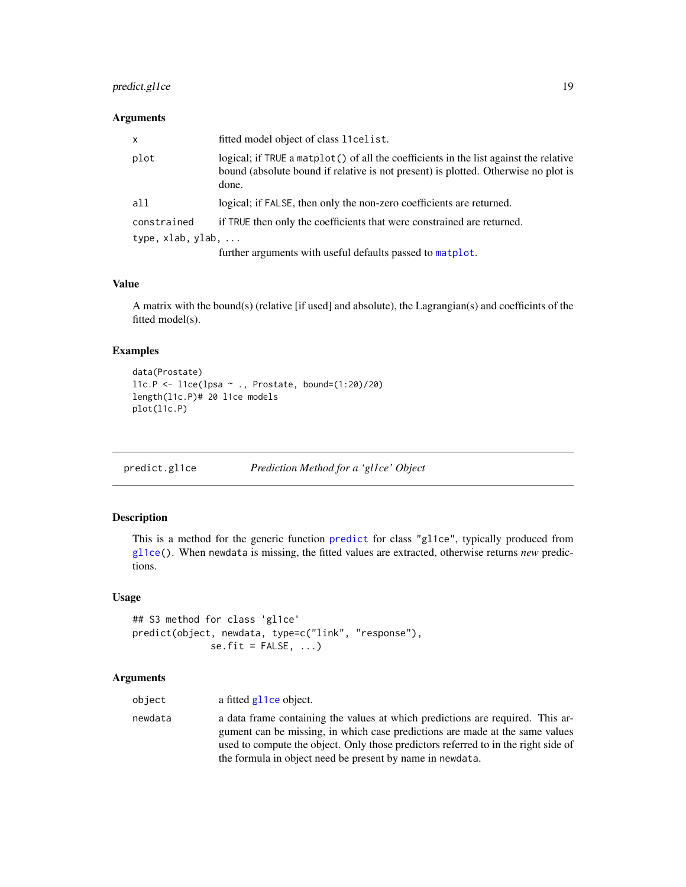### Arguments

| | |
|---|---|
| `x` | fitted model object of class `l1celist`. |
| `plot` | logical; if `TRUE` a `matplot()` of all the coefficients in the list against the relative bound (absolute bound if relative is not present) is plotted. Otherwise no plot is done. |
| `all` | logical; if `FALSE`, then only the non-zero coefficients are returned. |
| `constrained` | if `TRUE` then only the coefficients that were constrained are returned. |
| `type, xlab, ylab, ...` | further arguments with useful defaults passed to `matplot`. |

### Value

A matrix with the bound(s) (relative [if used] and absolute), the Lagrangian(s) and coefficints of the fitted model(s).

### Examples

```
data(Prostate)
l1c.P <- l1ce(lpsa ~ ., Prostate, bound=(1:20)/20)
length(l1c.P)# 20 l1ce models
plot(l1c.P)
```

---

## predict.gl1ce — *Prediction Method for a 'gl1ce' Object*

### Description

This is a method for the generic function `predict` for class `"gl1ce"`, typically produced from `gl1ce()`. When `newdata` is missing, the fitted values are extracted, otherwise returns *new* predictions.

### Usage

```
## S3 method for class 'gl1ce'
predict(object, newdata, type=c("link", "response"),
              se.fit = FALSE, ...)
```

### Arguments

| | |
|---|---|
| `object` | a fitted `gl1ce` object. |
| `newdata` | a data frame containing the values at which predictions are required. This argument can be missing, in which case predictions are made at the same values used to compute the object. Only those predictors referred to in the right side of the formula in object need be present by name in `newdata`. |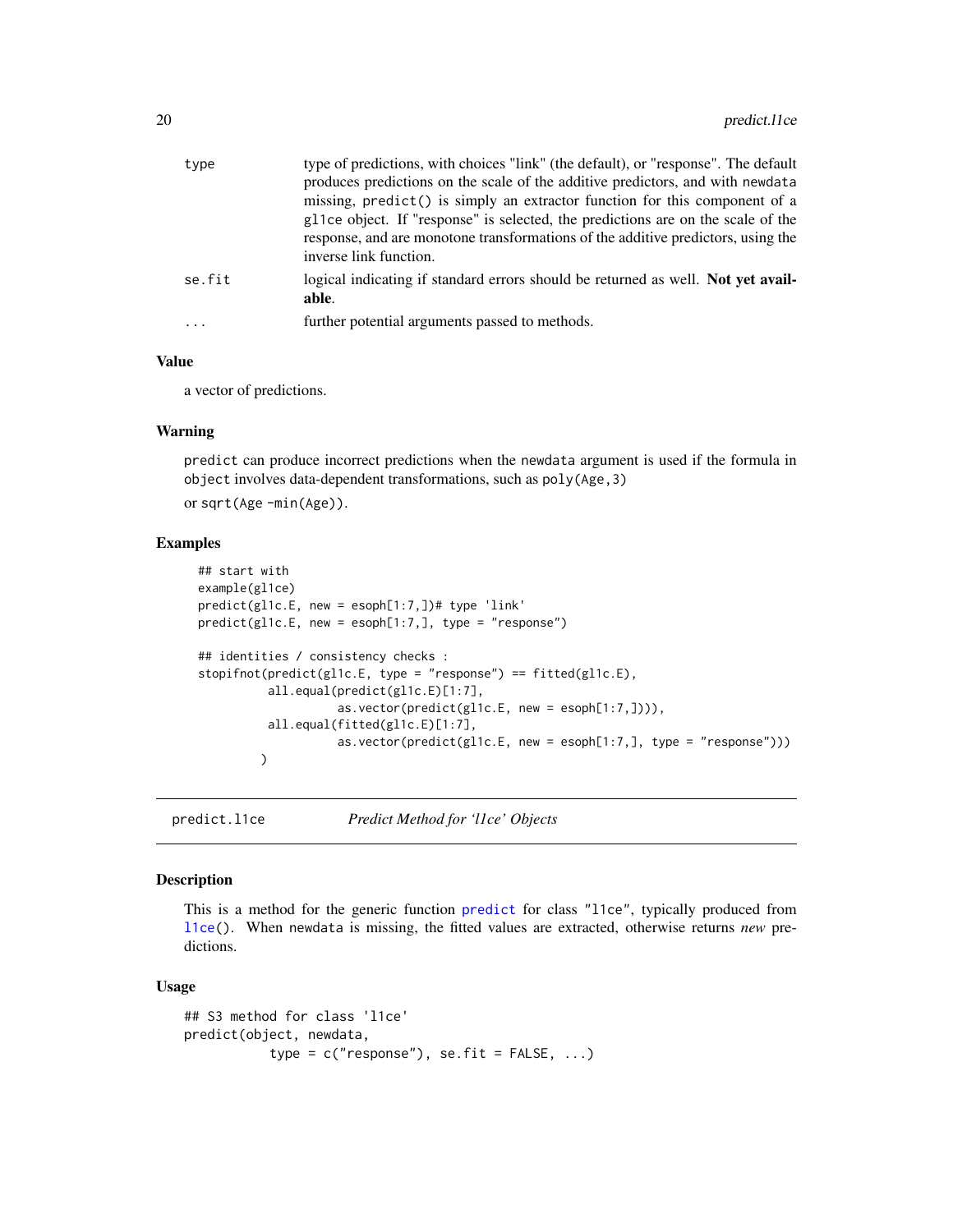| | |
|---|---|
| type | type of predictions, with choices "link" (the default), or "response". The default produces predictions on the scale of the additive predictors, and with newdata missing, predict() is simply an extractor function for this component of a gl1ce object. If "response" is selected, the predictions are on the scale of the response, and are monotone transformations of the additive predictors, using the inverse link function. |
| se.fit | logical indicating if standard errors should be returned as well. **Not yet available**. |
| ... | further potential arguments passed to methods. |

### Value

a vector of predictions.

### Warning

predict can produce incorrect predictions when the newdata argument is used if the formula in object involves data-dependent transformations, such as poly(Age,3)

or sqrt(Age -min(Age)).

### Examples

```
## start with
example(gl1ce)
predict(gl1c.E, new = esoph[1:7,])# type 'link'
predict(gl1c.E, new = esoph[1:7,], type = "response")

## identities / consistency checks :
stopifnot(predict(gl1c.E, type = "response") == fitted(gl1c.E),
          all.equal(predict(gl1c.E)[1:7],
                    as.vector(predict(gl1c.E, new = esoph[1:7,]))),
          all.equal(fitted(gl1c.E)[1:7],
                    as.vector(predict(gl1c.E, new = esoph[1:7,], type = "response")))
         )
```

---

## predict.l1ce *Predict Method for 'l1ce' Objects*

### Description

This is a method for the generic function predict for class "l1ce", typically produced from l1ce(). When newdata is missing, the fitted values are extracted, otherwise returns *new* predictions.

### Usage

```
## S3 method for class 'l1ce'
predict(object, newdata,
          type = c("response"), se.fit = FALSE, ...)
```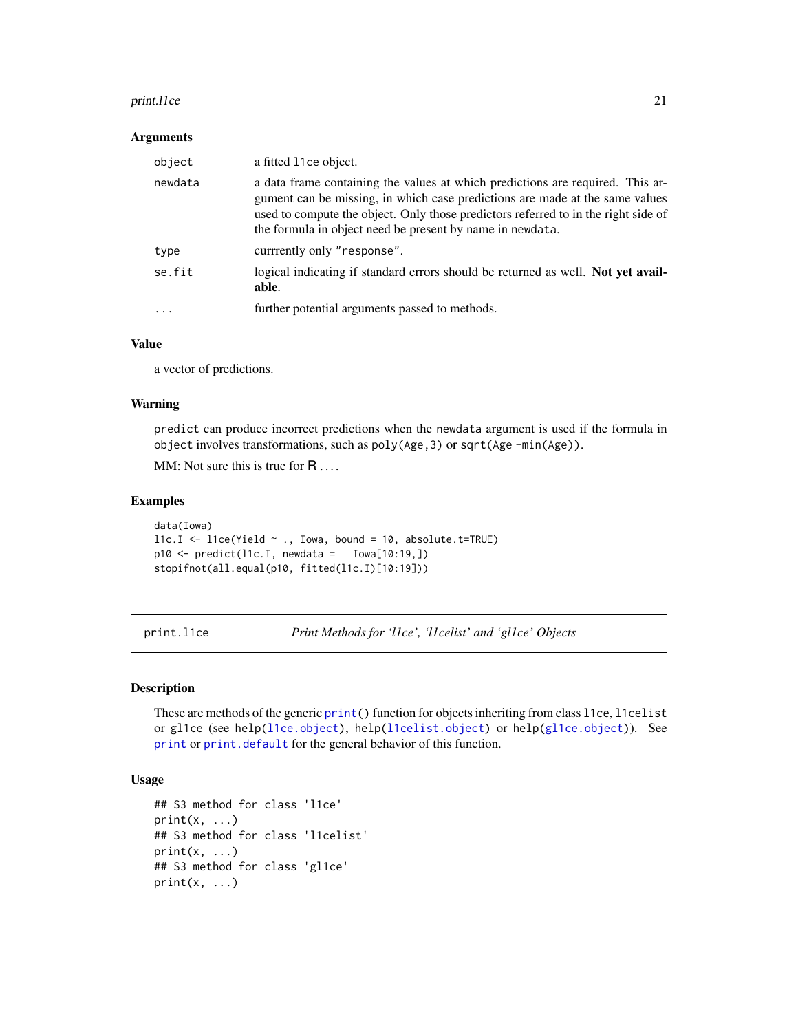### Arguments

| | |
|---|---|
| `object` | a fitted `l1ce` object. |
| `newdata` | a data frame containing the values at which predictions are required. This argument can be missing, in which case predictions are made at the same values used to compute the object. Only those predictors referred to in the right side of the formula in object need be present by name in `newdata`. |
| `type` | currrently only `"response"`. |
| `se.fit` | logical indicating if standard errors should be returned as well. **Not yet available**. |
| `...` | further potential arguments passed to methods. |

### Value

a vector of predictions.

### Warning

`predict` can produce incorrect predictions when the `newdata` argument is used if the formula in `object` involves transformations, such as `poly(Age,3)` or `sqrt(Age -min(Age))`.

MM: Not sure this is true for R ....

### Examples

```
data(Iowa)
l1c.I <- l1ce(Yield ~ ., Iowa, bound = 10, absolute.t=TRUE)
p10 <- predict(l1c.I, newdata =   Iowa[10:19,])
stopifnot(all.equal(p10, fitted(l1c.I)[10:19]))
```

---

## print.l1ce — *Print Methods for 'l1ce', 'l1celist' and 'gl1ce' Objects*

### Description

These are methods of the generic `print()` function for objects inheriting from class `l1ce`, `l1celist` or `gl1ce` (see `help(l1ce.object)`, `help(l1celist.object)` or `help(gl1ce.object)`). See `print` or `print.default` for the general behavior of this function.

### Usage

```
## S3 method for class 'l1ce'
print(x, ...)
## S3 method for class 'l1celist'
print(x, ...)
## S3 method for class 'gl1ce'
print(x, ...)
```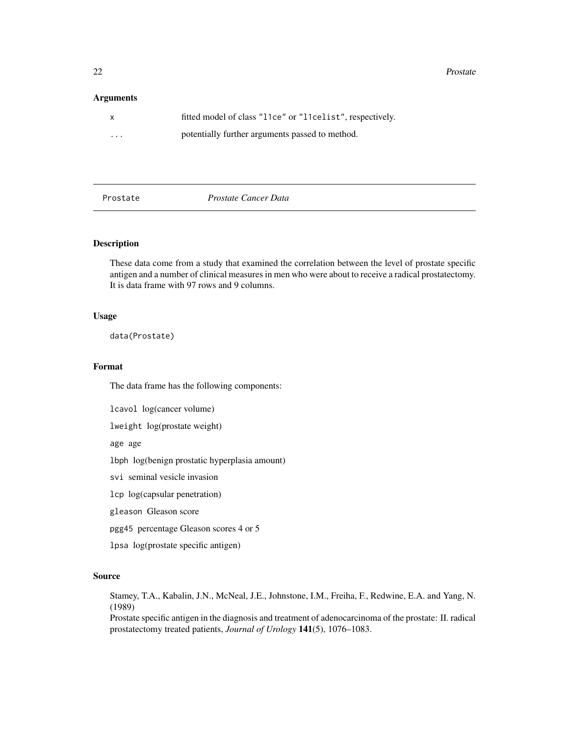### Arguments

| | |
|---|---|
| `x` | fitted model of class `"l1ce"` or `"l1celist"`, respectively. |
| `...` | potentially further arguments passed to method. |

---

## Prostate — *Prostate Cancer Data*

---

### Description

These data come from a study that examined the correlation between the level of prostate specific antigen and a number of clinical measures in men who were about to receive a radical prostatectomy. It is data frame with 97 rows and 9 columns.

### Usage

```
data(Prostate)
```

### Format

The data frame has the following components:

`lcavol` log(cancer volume)

`lweight` log(prostate weight)

`age` age

`lbph` log(benign prostatic hyperplasia amount)

`svi` seminal vesicle invasion

`lcp` log(capsular penetration)

`gleason` Gleason score

`pgg45` percentage Gleason scores 4 or 5

`lpsa` log(prostate specific antigen)

### Source

Stamey, T.A., Kabalin, J.N., McNeal, J.E., Johnstone, I.M., Freiha, F., Redwine, E.A. and Yang, N. (1989)
Prostate specific antigen in the diagnosis and treatment of adenocarcinoma of the prostate: II. radical prostatectomy treated patients, *Journal of Urology* **141**(5), 1076–1083.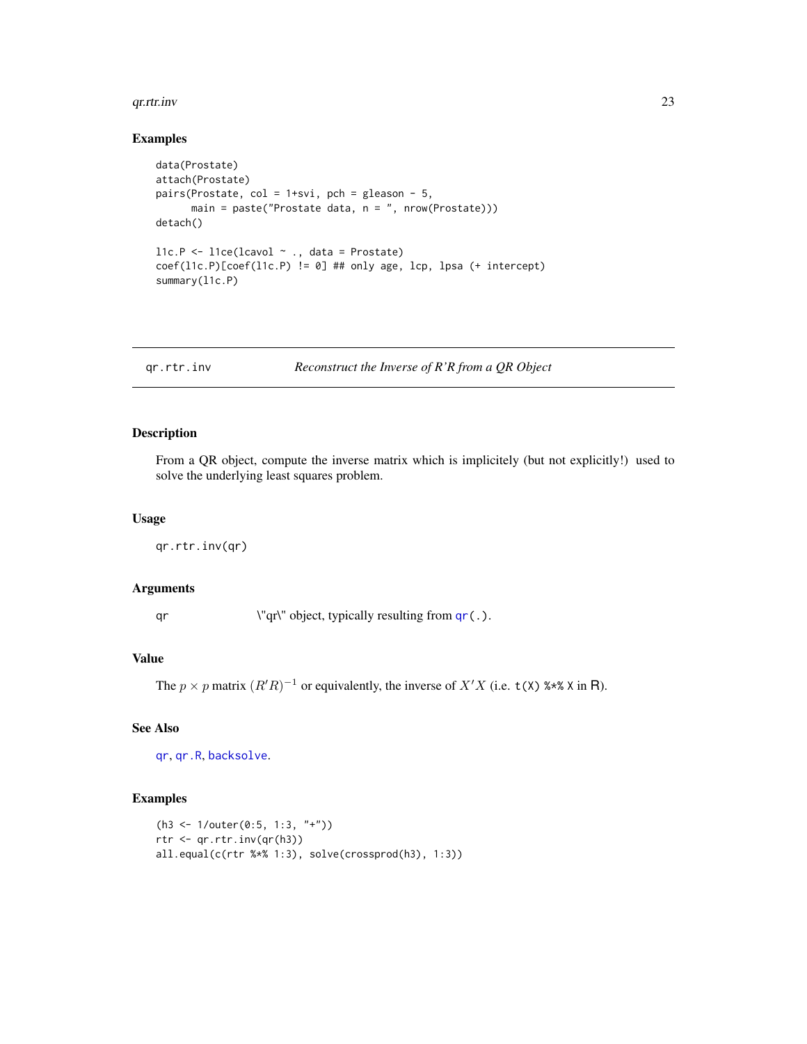## Examples

```
data(Prostate)
attach(Prostate)
pairs(Prostate, col = 1+svi, pch = gleason - 5,
      main = paste("Prostate data, n = ", nrow(Prostate)))
detach()

l1c.P <- l1ce(lcavol ~ ., data = Prostate)
coef(l1c.P)[coef(l1c.P) != 0] ## only age, lcp, lpsa (+ intercept)
summary(l1c.P)
```

---

# qr.rtr.inv — *Reconstruct the Inverse of R'R from a QR Object*

## Description

From a QR object, compute the inverse matrix which is implicitely (but not explicitly!) used to solve the underlying least squares problem.

## Usage

```
qr.rtr.inv(qr)
```

## Arguments

| | |
|---|---|
| `qr` | \"qr\" object, typically resulting from `qr(.)`. |

## Value

The $p \times p$ matrix $(R'R)^{-1}$ or equivalently, the inverse of $X'X$ (i.e. `t(X) %*% X` in R).

## See Also

`qr`, `qr.R`, `backsolve`.

## Examples

```
(h3 <- 1/outer(0:5, 1:3, "+"))
rtr <- qr.rtr.inv(qr(h3))
all.equal(c(rtr %*% 1:3), solve(crossprod(h3), 1:3))
```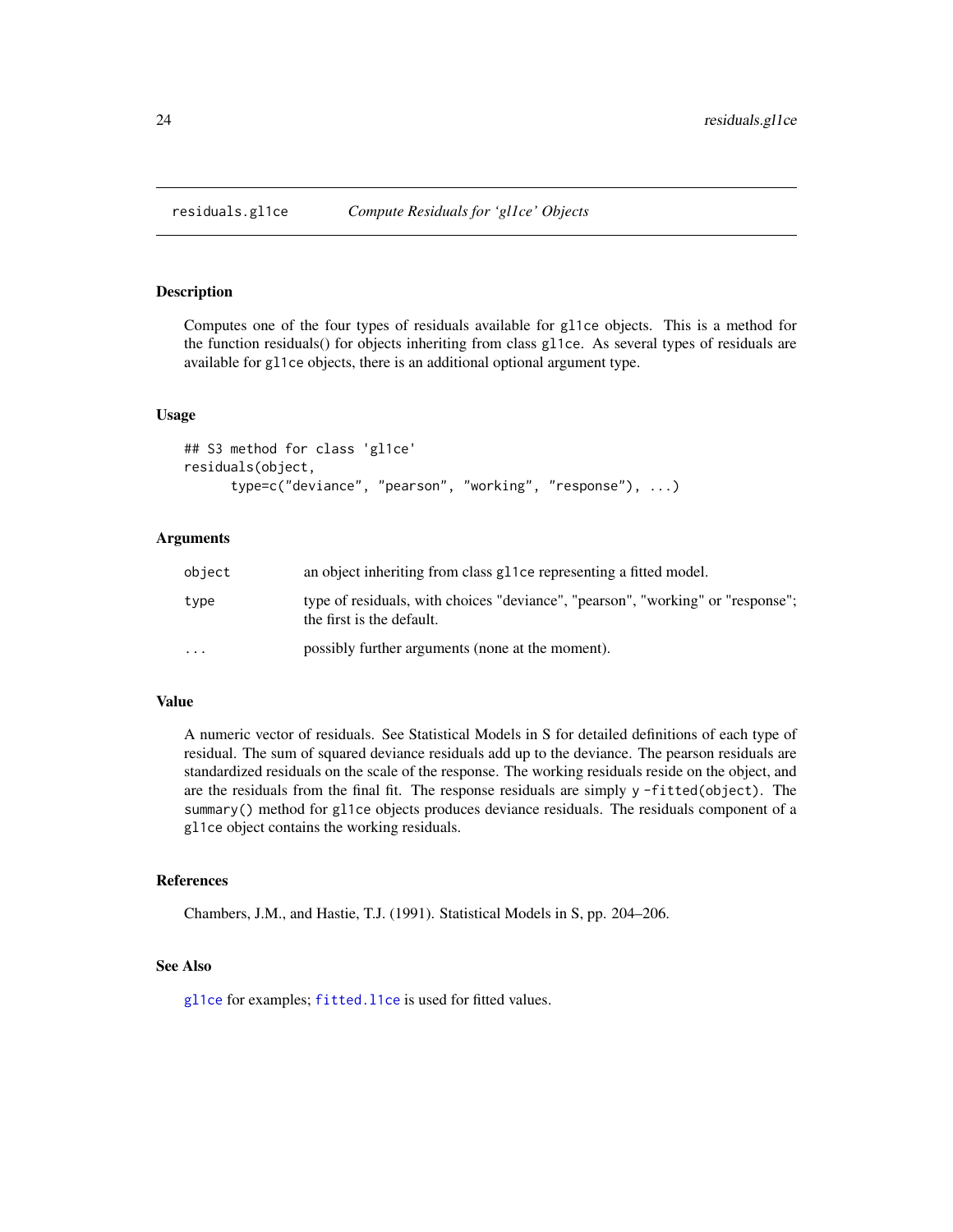## residuals.gl1ce — *Compute Residuals for 'gl1ce' Objects*

### Description

Computes one of the four types of residuals available for gl1ce objects. This is a method for the function residuals() for objects inheriting from class gl1ce. As several types of residuals are available for gl1ce objects, there is an additional optional argument type.

### Usage

```
## S3 method for class 'gl1ce'
residuals(object,
      type=c("deviance", "pearson", "working", "response"), ...)
```

### Arguments

| | |
|---|---|
| object | an object inheriting from class gl1ce representing a fitted model. |
| type | type of residuals, with choices "deviance", "pearson", "working" or "response"; the first is the default. |
| ... | possibly further arguments (none at the moment). |

### Value

A numeric vector of residuals. See Statistical Models in S for detailed definitions of each type of residual. The sum of squared deviance residuals add up to the deviance. The pearson residuals are standardized residuals on the scale of the response. The working residuals reside on the object, and are the residuals from the final fit. The response residuals are simply `y -fitted(object)`. The `summary()` method for gl1ce objects produces deviance residuals. The residuals component of a gl1ce object contains the working residuals.

### References

Chambers, J.M., and Hastie, T.J. (1991). Statistical Models in S, pp. 204–206.

### See Also

gl1ce for examples; fitted.l1ce is used for fitted values.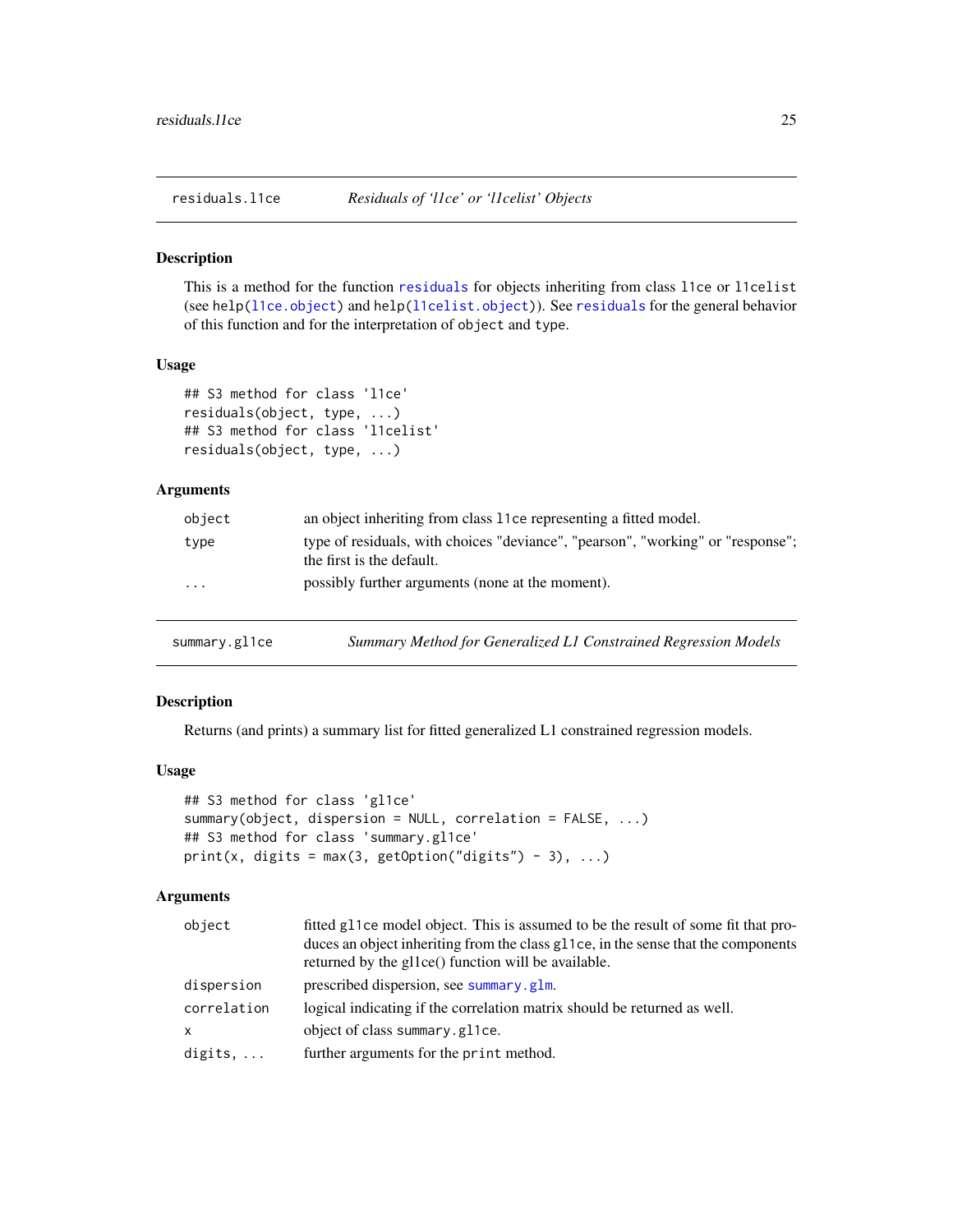## residuals.l1ce — *Residuals of 'l1ce' or 'l1celist' Objects*

### Description

This is a method for the function residuals for objects inheriting from class `l1ce` or `l1celist` (see `help(l1ce.object)` and `help(l1celist.object)`). See residuals for the general behavior of this function and for the interpretation of `object` and `type`.

### Usage

```
## S3 method for class 'l1ce'
residuals(object, type, ...)
## S3 method for class 'l1celist'
residuals(object, type, ...)
```

### Arguments

| | |
|---|---|
| `object` | an object inheriting from class `l1ce` representing a fitted model. |
| `type` | type of residuals, with choices "deviance", "pearson", "working" or "response"; the first is the default. |
| `...` | possibly further arguments (none at the moment). |

## summary.gl1ce — *Summary Method for Generalized L1 Constrained Regression Models*

### Description

Returns (and prints) a summary list for fitted generalized L1 constrained regression models.

### Usage

```
## S3 method for class 'gl1ce'
summary(object, dispersion = NULL, correlation = FALSE, ...)
## S3 method for class 'summary.gl1ce'
print(x, digits = max(3, getOption("digits") - 3), ...)
```

### Arguments

| | |
|---|---|
| `object` | fitted `gl1ce` model object. This is assumed to be the result of some fit that produces an object inheriting from the class `gl1ce`, in the sense that the components returned by the gl1ce() function will be available. |
| `dispersion` | prescribed dispersion, see summary.glm. |
| `correlation` | logical indicating if the correlation matrix should be returned as well. |
| `x` | object of class `summary.gl1ce`. |
| `digits, ...` | further arguments for the `print` method. |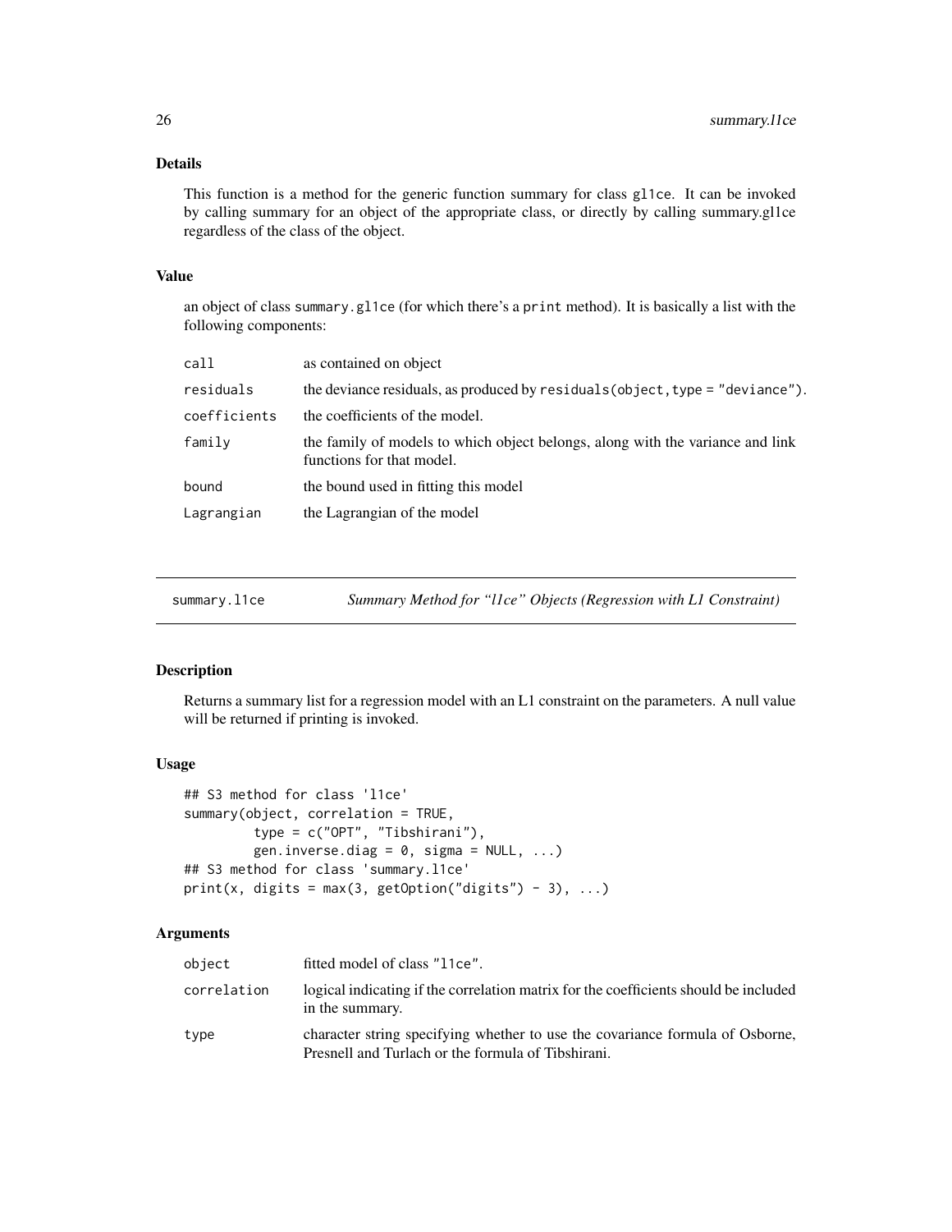### Details

This function is a method for the generic function summary for class gl1ce. It can be invoked by calling summary for an object of the appropriate class, or directly by calling summary.gl1ce regardless of the class of the object.

### Value

an object of class `summary.gl1ce` (for which there's a `print` method). It is basically a list with the following components:

| | |
|---|---|
| `call` | as contained on object |
| `residuals` | the deviance residuals, as produced by `residuals(object, type = "deviance")`. |
| `coefficients` | the coefficients of the model. |
| `family` | the family of models to which object belongs, along with the variance and link functions for that model. |
| `bound` | the bound used in fitting this model |
| `Lagrangian` | the Lagrangian of the model |

---

## summary.l1ce — *Summary Method for "l1ce" Objects (Regression with L1 Constraint)*

### Description

Returns a summary list for a regression model with an L1 constraint on the parameters. A null value will be returned if printing is invoked.

### Usage

```
## S3 method for class 'l1ce'
summary(object, correlation = TRUE,
        type = c("OPT", "Tibshirani"),
        gen.inverse.diag = 0, sigma = NULL, ...)
## S3 method for class 'summary.l1ce'
print(x, digits = max(3, getOption("digits") - 3), ...)
```

### Arguments

| | |
|---|---|
| `object` | fitted model of class `"l1ce"`. |
| `correlation` | logical indicating if the correlation matrix for the coefficients should be included in the summary. |
| `type` | character string specifying whether to use the covariance formula of Osborne, Presnell and Turlach or the formula of Tibshirani. |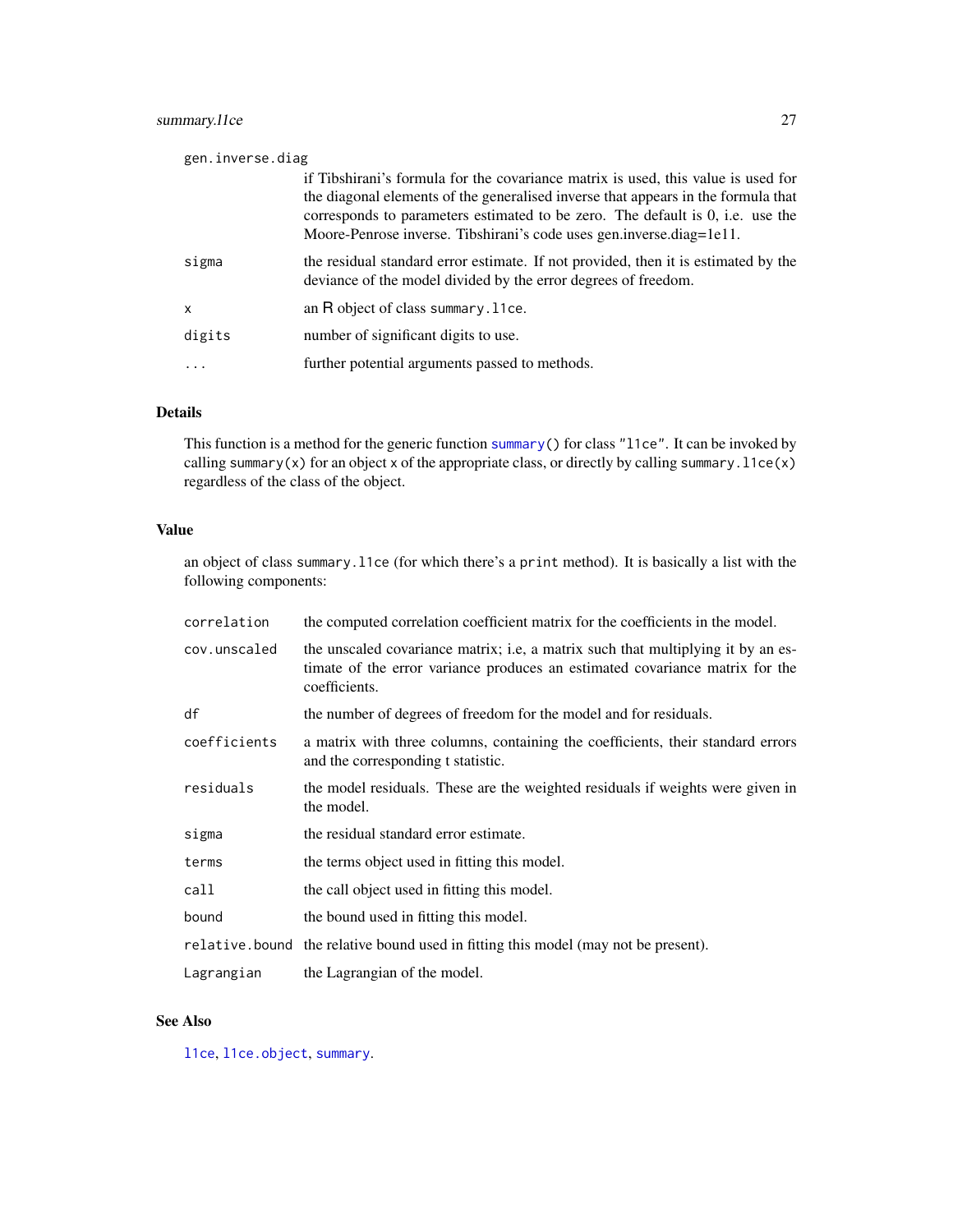gen.inverse.diag
: if Tibshirani's formula for the covariance matrix is used, this value is used for the diagonal elements of the generalised inverse that appears in the formula that corresponds to parameters estimated to be zero. The default is 0, i.e. use the Moore-Penrose inverse. Tibshirani's code uses gen.inverse.diag=1e11.

sigma
: the residual standard error estimate. If not provided, then it is estimated by the deviance of the model divided by the error degrees of freedom.

x
: an R object of class `summary.l1ce`.

digits
: number of significant digits to use.

...
: further potential arguments passed to methods.

### Details

This function is a method for the generic function `summary()` for class `"l1ce"`. It can be invoked by calling `summary(x)` for an object `x` of the appropriate class, or directly by calling `summary.l1ce(x)` regardless of the class of the object.

### Value

an object of class `summary.l1ce` (for which there's a `print` method). It is basically a list with the following components:

| | |
|---|---|
| `correlation` | the computed correlation coefficient matrix for the coefficients in the model. |
| `cov.unscaled` | the unscaled covariance matrix; i.e, a matrix such that multiplying it by an estimate of the error variance produces an estimated covariance matrix for the coefficients. |
| `df` | the number of degrees of freedom for the model and for residuals. |
| `coefficients` | a matrix with three columns, containing the coefficients, their standard errors and the corresponding t statistic. |
| `residuals` | the model residuals. These are the weighted residuals if weights were given in the model. |
| `sigma` | the residual standard error estimate. |
| `terms` | the terms object used in fitting this model. |
| `call` | the call object used in fitting this model. |
| `bound` | the bound used in fitting this model. |
| `relative.bound` | the relative bound used in fitting this model (may not be present). |
| `Lagrangian` | the Lagrangian of the model. |

### See Also

`l1ce`, `l1ce.object`, `summary`.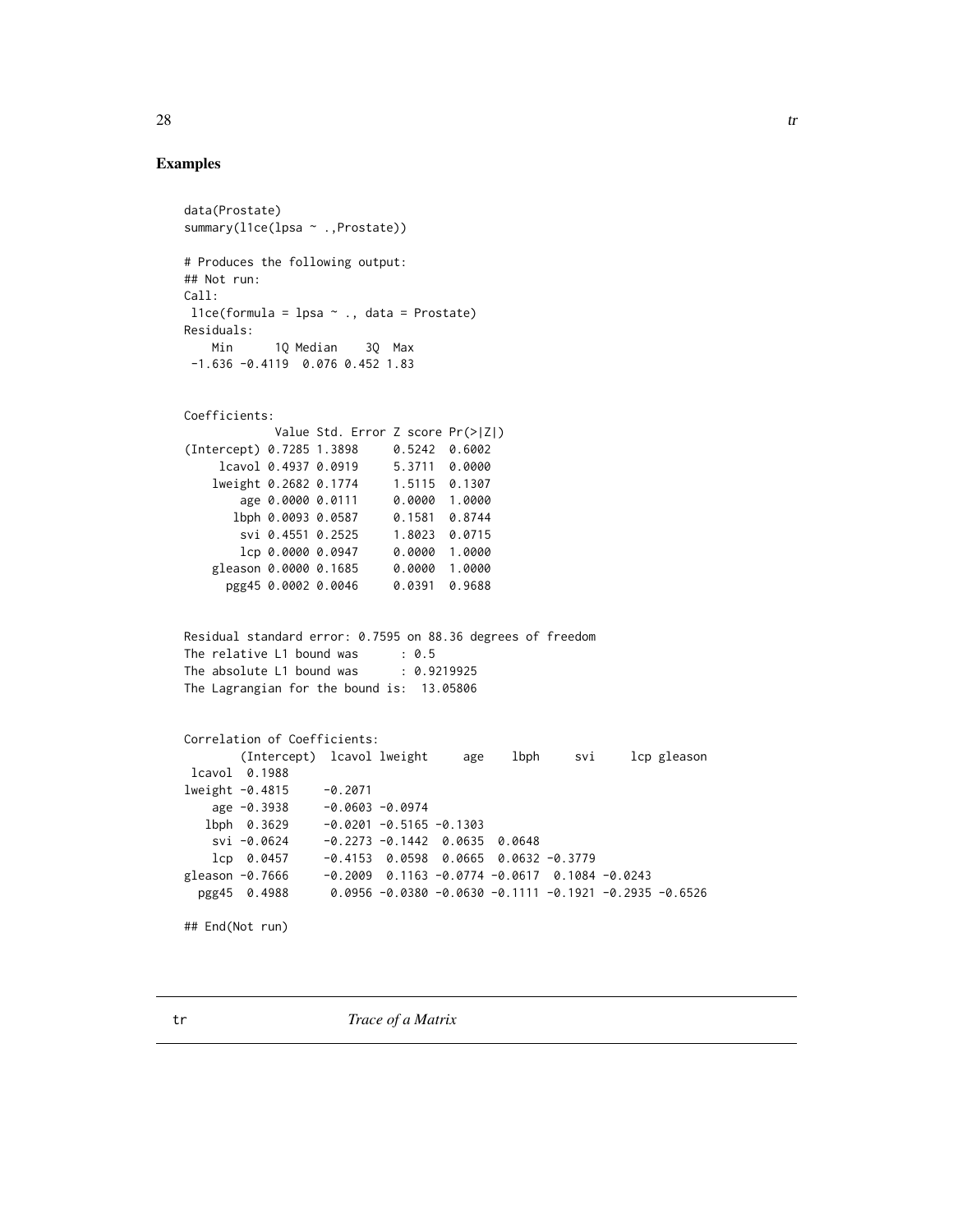## Examples

```
data(Prostate)
summary(l1ce(lpsa ~ .,Prostate))

# Produces the following output:
## Not run:
Call:
 l1ce(formula = lpsa ~ ., data = Prostate)
Residuals:
    Min      1Q Median    3Q  Max
 -1.636 -0.4119  0.076 0.452 1.83


Coefficients:
             Value Std. Error Z score Pr(>|Z|)
(Intercept) 0.7285 1.3898     0.5242  0.6002
     lcavol 0.4937 0.0919     5.3711  0.0000
    lweight 0.2682 0.1774     1.5115  0.1307
        age 0.0000 0.0111     0.0000  1.0000
       lbph 0.0093 0.0587     0.1581  0.8744
        svi 0.4551 0.2525     1.8023  0.0715
        lcp 0.0000 0.0947     0.0000  1.0000
    gleason 0.0000 0.1685     0.0000  1.0000
      pgg45 0.0002 0.0046     0.0391  0.9688


Residual standard error: 0.7595 on 88.36 degrees of freedom
The relative L1 bound was      : 0.5
The absolute L1 bound was      : 0.9219925
The Lagrangian for the bound is:  13.05806


Correlation of Coefficients:
        (Intercept)  lcavol lweight     age    lbph     svi     lcp gleason
 lcavol  0.1988
lweight -0.4815     -0.2071
    age -0.3938     -0.0603 -0.0974
   lbph  0.3629     -0.0201 -0.5165 -0.1303
    svi -0.0624     -0.2273 -0.1442  0.0635  0.0648
    lcp  0.0457     -0.4153  0.0598  0.0665  0.0632 -0.3779
gleason -0.7666     -0.2009  0.1163 -0.0774 -0.0617  0.1084 -0.0243
  pgg45  0.4988      0.0956 -0.0380 -0.0630 -0.1111 -0.1921 -0.2935 -0.6526

## End(Not run)
```

---

tr &nbsp;&nbsp;&nbsp;&nbsp;&nbsp;&nbsp;&nbsp;&nbsp; *Trace of a Matrix*

---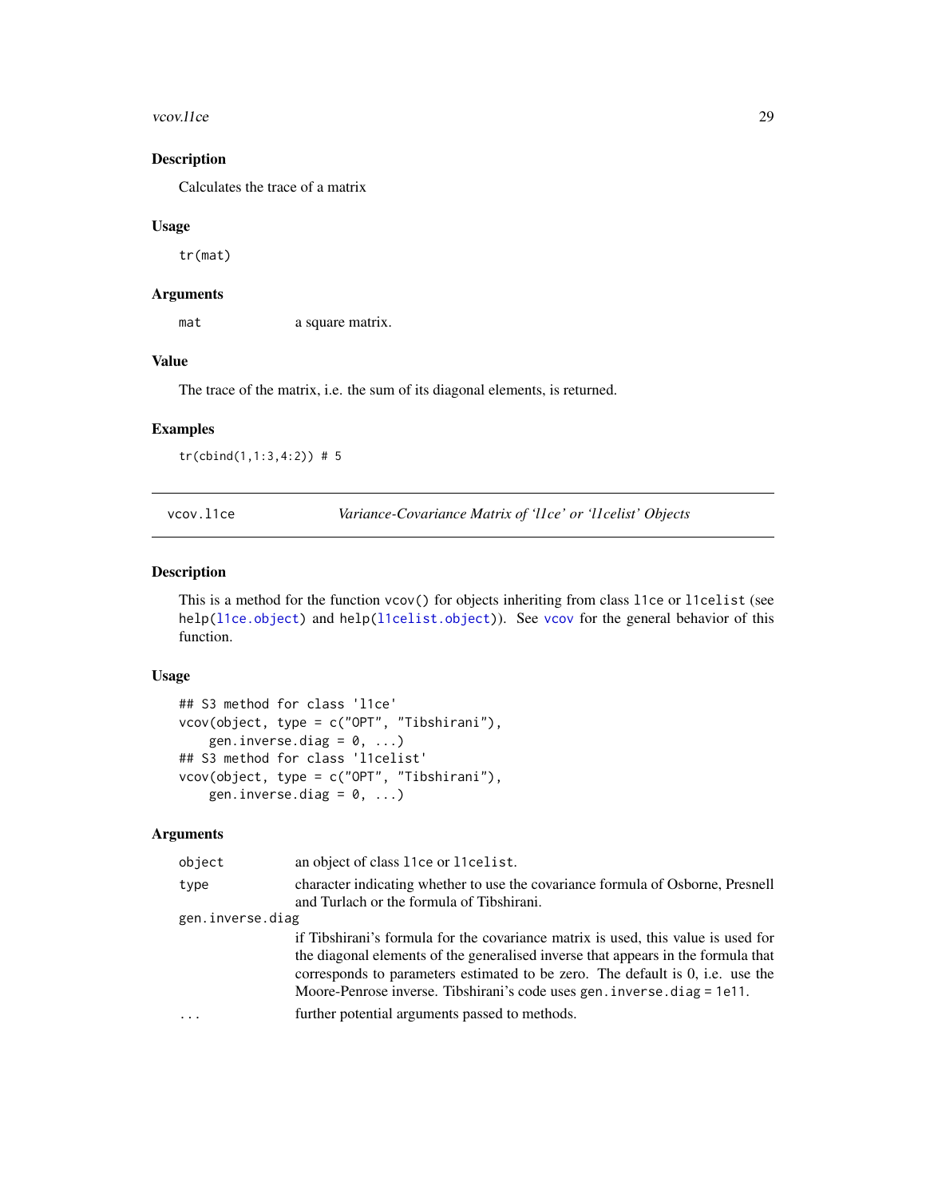## Description

Calculates the trace of a matrix

## Usage

```
tr(mat)
```

## Arguments

| | |
|---|---|
| mat | a square matrix. |

## Value

The trace of the matrix, i.e. the sum of its diagonal elements, is returned.

## Examples

```
tr(cbind(1,1:3,4:2)) # 5
```

---

# vcov.l1ce — *Variance-Covariance Matrix of 'l1ce' or 'l1celist' Objects*

## Description

This is a method for the function vcov() for objects inheriting from class l1ce or l1celist (see help(l1ce.object) and help(l1celist.object)). See vcov for the general behavior of this function.

## Usage

```
## S3 method for class 'l1ce'
vcov(object, type = c("OPT", "Tibshirani"),
    gen.inverse.diag = 0, ...)
## S3 method for class 'l1celist'
vcov(object, type = c("OPT", "Tibshirani"),
    gen.inverse.diag = 0, ...)
```

## Arguments

| | |
|---|---|
| object | an object of class l1ce or l1celist. |
| type | character indicating whether to use the covariance formula of Osborne, Presnell and Turlach or the formula of Tibshirani. |
| gen.inverse.diag | if Tibshirani's formula for the covariance matrix is used, this value is used for the diagonal elements of the generalised inverse that appears in the formula that corresponds to parameters estimated to be zero. The default is 0, i.e. use the Moore-Penrose inverse. Tibshirani's code uses gen.inverse.diag = 1e11. |
| ... | further potential arguments passed to methods. |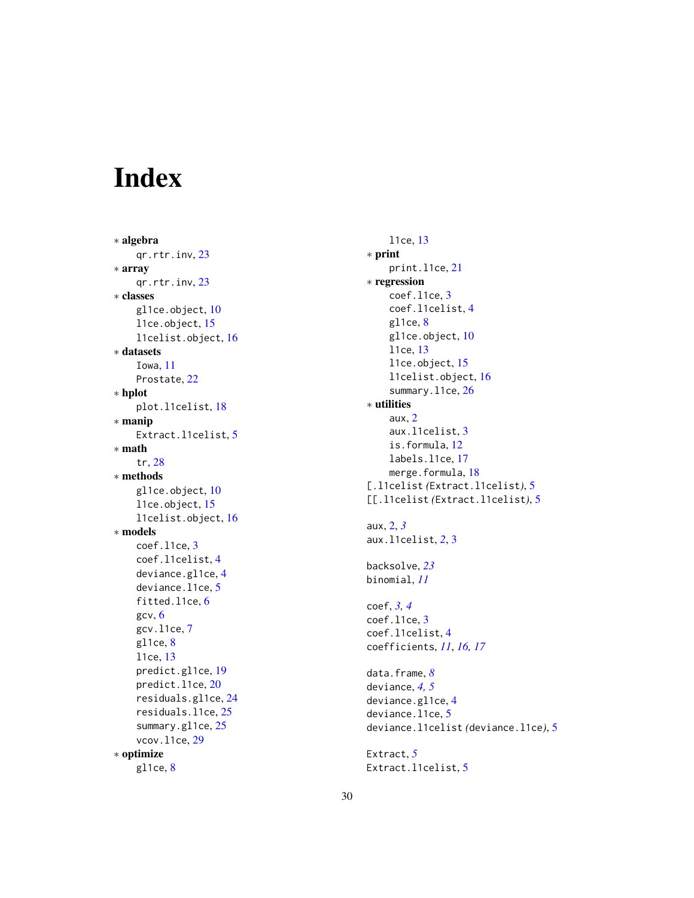# Index

∗ **algebra**
  qr.rtr.inv, 23
∗ **array**
  qr.rtr.inv, 23
∗ **classes**
  gl1ce.object, 10
  l1ce.object, 15
  l1celist.object, 16
∗ **datasets**
  Iowa, 11
  Prostate, 22
∗ **hplot**
  plot.l1celist, 18
∗ **manip**
  Extract.l1celist, 5
∗ **math**
  tr, 28
∗ **methods**
  gl1ce.object, 10
  l1ce.object, 15
  l1celist.object, 16
∗ **models**
  coef.l1ce, 3
  coef.l1celist, 4
  deviance.gl1ce, 4
  deviance.l1ce, 5
  fitted.l1ce, 6
  gcv, 6
  gcv.l1ce, 7
  gl1ce, 8
  l1ce, 13
  predict.gl1ce, 19
  predict.l1ce, 20
  residuals.gl1ce, 24
  residuals.l1ce, 25
  summary.gl1ce, 25
  vcov.l1ce, 29
∗ **optimize**
  gl1ce, 8
  l1ce, 13
∗ **print**
  print.l1ce, 21
∗ **regression**
  coef.l1ce, 3
  coef.l1celist, 4
  gl1ce, 8
  gl1ce.object, 10
  l1ce, 13
  l1ce.object, 15
  l1celist.object, 16
  summary.l1ce, 26
∗ **utilities**
  aux, 2
  aux.l1celist, 3
  is.formula, 12
  labels.l1ce, 17
  merge.formula, 18

[.l1celist *(*Extract.l1celist*)*, 5
[[.l1celist *(*Extract.l1celist*)*, 5

aux, 2, *3*
aux.l1celist, 2, 3

backsolve, *23*
binomial, *11*

coef, *3, 4*
coef.l1ce, 3
coef.l1celist, 4
coefficients, *11*, *16, 17*

data.frame, *8*
deviance, *4, 5*
deviance.gl1ce, 4
deviance.l1ce, 5
deviance.l1celist *(*deviance.l1ce*)*, 5

Extract, *5*
Extract.l1celist, 5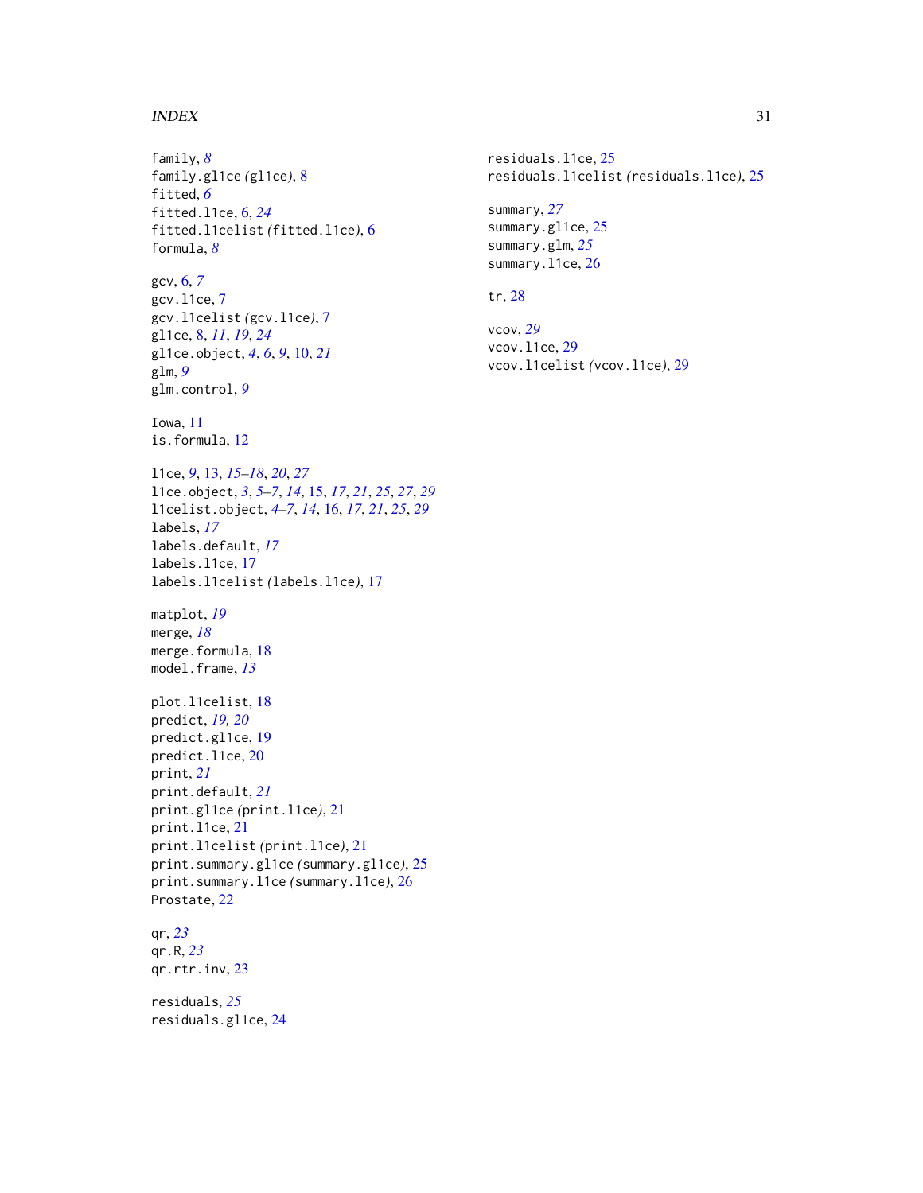family, *8*
family.gl1ce *(*gl1ce*)*, 8
fitted, *6*
fitted.l1ce, 6, *24*
fitted.l1celist *(*fitted.l1ce*)*, 6
formula, *8*

gcv, 6, *7*
gcv.l1ce, 7
gcv.l1celist *(*gcv.l1ce*)*, 7
gl1ce, 8, *11*, *19*, *24*
gl1ce.object, *4*, *6*, *9*, 10, *21*
glm, *9*
glm.control, *9*

Iowa, 11
is.formula, 12

l1ce, *9*, 13, *15–18*, *20*, *27*
l1ce.object, *3*, *5–7*, *14*, 15, *17*, *21*, *25*, *27*, *29*
l1celist.object, *4–7*, *14*, 16, *17*, *21*, *25*, *29*
labels, *17*
labels.default, *17*
labels.l1ce, 17
labels.l1celist *(*labels.l1ce*)*, 17

matplot, *19*
merge, *18*
merge.formula, 18
model.frame, *13*

plot.l1celist, 18
predict, *19*, *20*
predict.gl1ce, 19
predict.l1ce, 20
print, *21*
print.default, *21*
print.gl1ce *(*print.l1ce*)*, 21
print.l1ce, 21
print.l1celist *(*print.l1ce*)*, 21
print.summary.gl1ce *(*summary.gl1ce*)*, 25
print.summary.l1ce *(*summary.l1ce*)*, 26
Prostate, 22

qr, *23*
qr.R, *23*
qr.rtr.inv, 23

residuals, *25*
residuals.gl1ce, 24
residuals.l1ce, 25
residuals.l1celist *(*residuals.l1ce*)*, 25

summary, *27*
summary.gl1ce, 25
summary.glm, *25*
summary.l1ce, 26

tr, 28

vcov, *29*
vcov.l1ce, 29
vcov.l1celist *(*vcov.l1ce*)*, 29